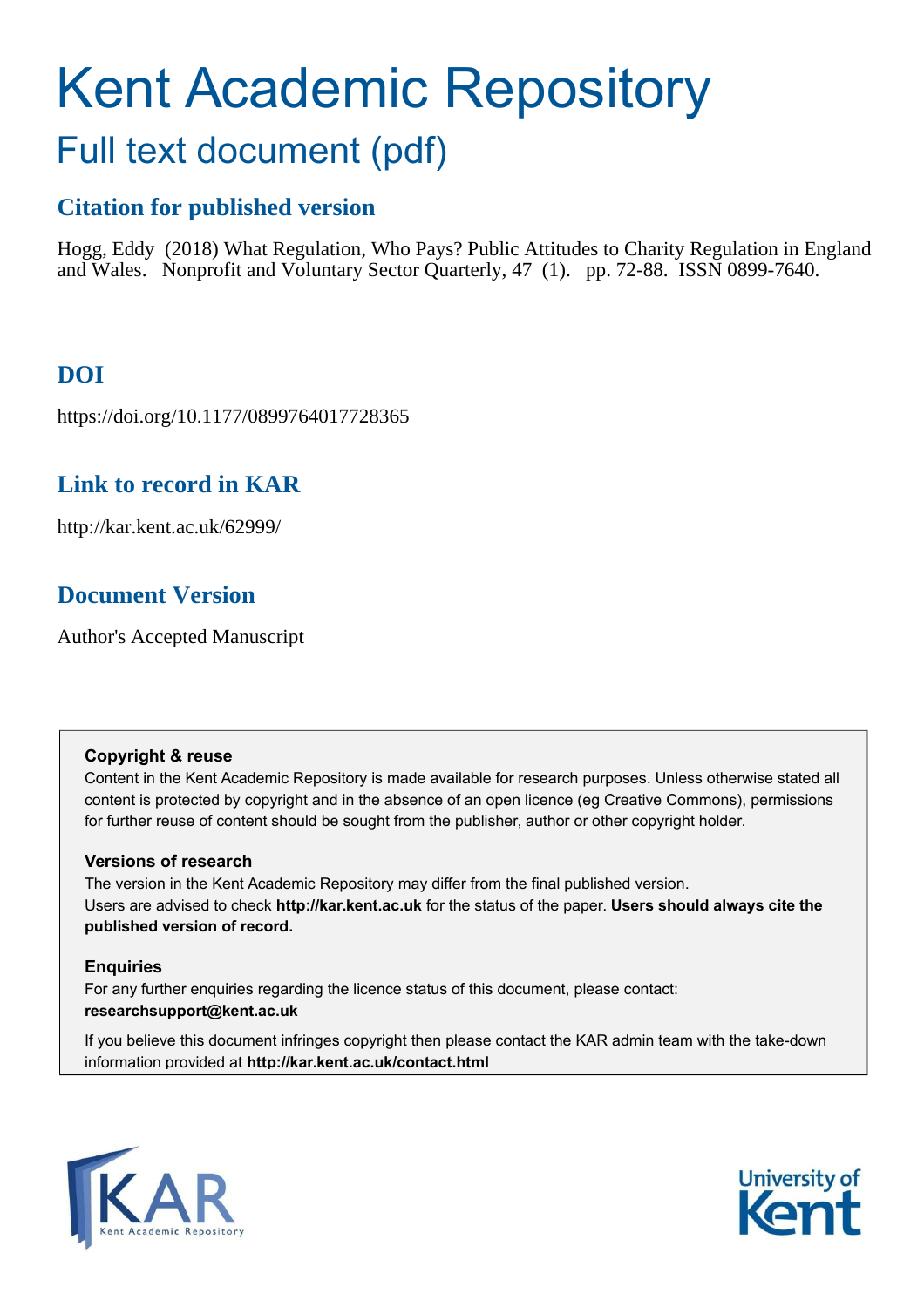# Kent Academic Repository

## Full text document (pdf)

### Citation for published version

Hogg, Eddy (2018) What Regulation, Who Pays? Public Attitudes to Charity Regulation in England and Wales. Nonprofit and Voluntary Sector Quarterly, 47 (1). pp. 72-88. ISSN 0899-7640.

### DOI

https://doi.org/10.1177/0899764017728365

### Link to record in KAR

http://kar.kent.ac.uk/62999/

### Document Version

Author's Accepted Manuscript

**Copyright & reuse**

Content in the Kent Academic Repository is made available for research purposes. Unless otherwise stated all content is protected by copyright and in the absence of an open licence (eg Creative Commons), permissions for further reuse of content should be sought from the publisher, author or other copyright holder.

**Versions of research**

The version in the Kent Academic Repository may differ from the final published version.
Users are advised to check **http://kar.kent.ac.uk** for the status of the paper. **Users should always cite the published version of record.**

**Enquiries**

For any further enquiries regarding the licence status of this document, please contact:
**researchsupport@kent.ac.uk**

If you believe this document infringes copyright then please contact the KAR admin team with the take-down information provided at **http://kar.kent.ac.uk/contact.html**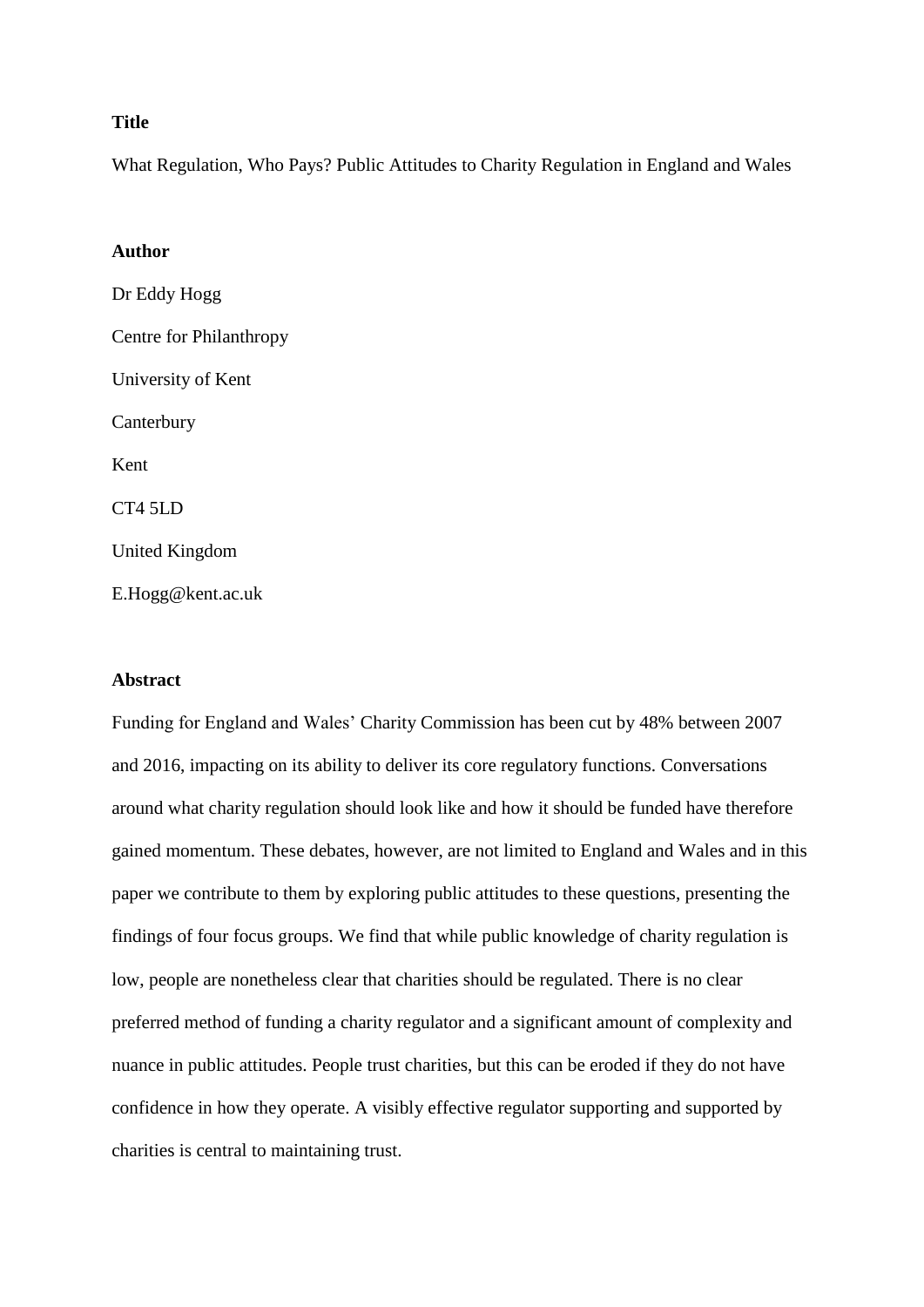**Title**

What Regulation, Who Pays? Public Attitudes to Charity Regulation in England and Wales

**Author**

Dr Eddy Hogg

Centre for Philanthropy

University of Kent

Canterbury

Kent

CT4 5LD

United Kingdom

E.Hogg@kent.ac.uk

**Abstract**

Funding for England and Wales' Charity Commission has been cut by 48% between 2007 and 2016, impacting on its ability to deliver its core regulatory functions. Conversations around what charity regulation should look like and how it should be funded have therefore gained momentum. These debates, however, are not limited to England and Wales and in this paper we contribute to them by exploring public attitudes to these questions, presenting the findings of four focus groups. We find that while public knowledge of charity regulation is low, people are nonetheless clear that charities should be regulated. There is no clear preferred method of funding a charity regulator and a significant amount of complexity and nuance in public attitudes. People trust charities, but this can be eroded if they do not have confidence in how they operate. A visibly effective regulator supporting and supported by charities is central to maintaining trust.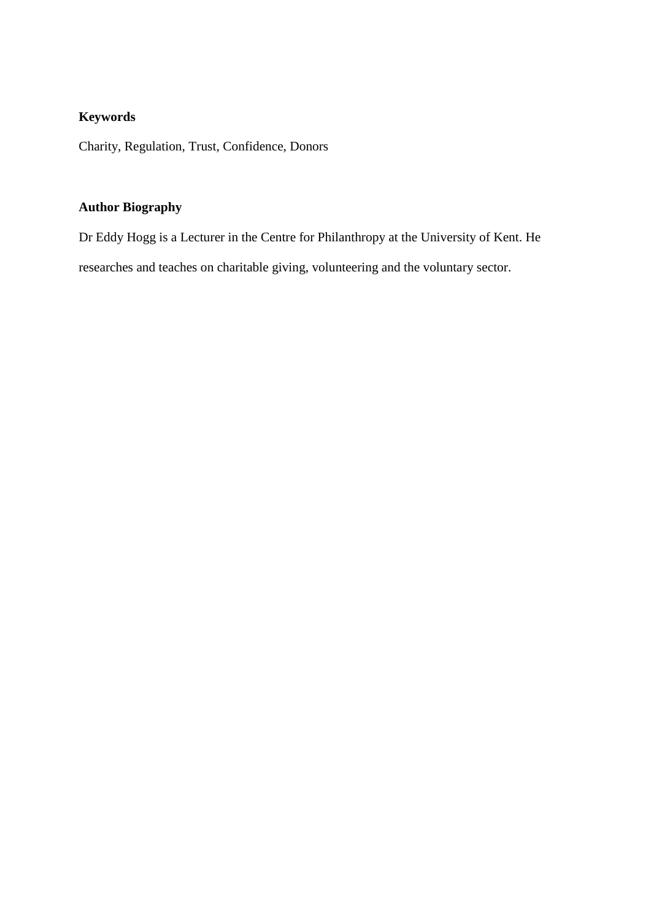**Keywords**

Charity, Regulation, Trust, Confidence, Donors

**Author Biography**

Dr Eddy Hogg is a Lecturer in the Centre for Philanthropy at the University of Kent. He researches and teaches on charitable giving, volunteering and the voluntary sector.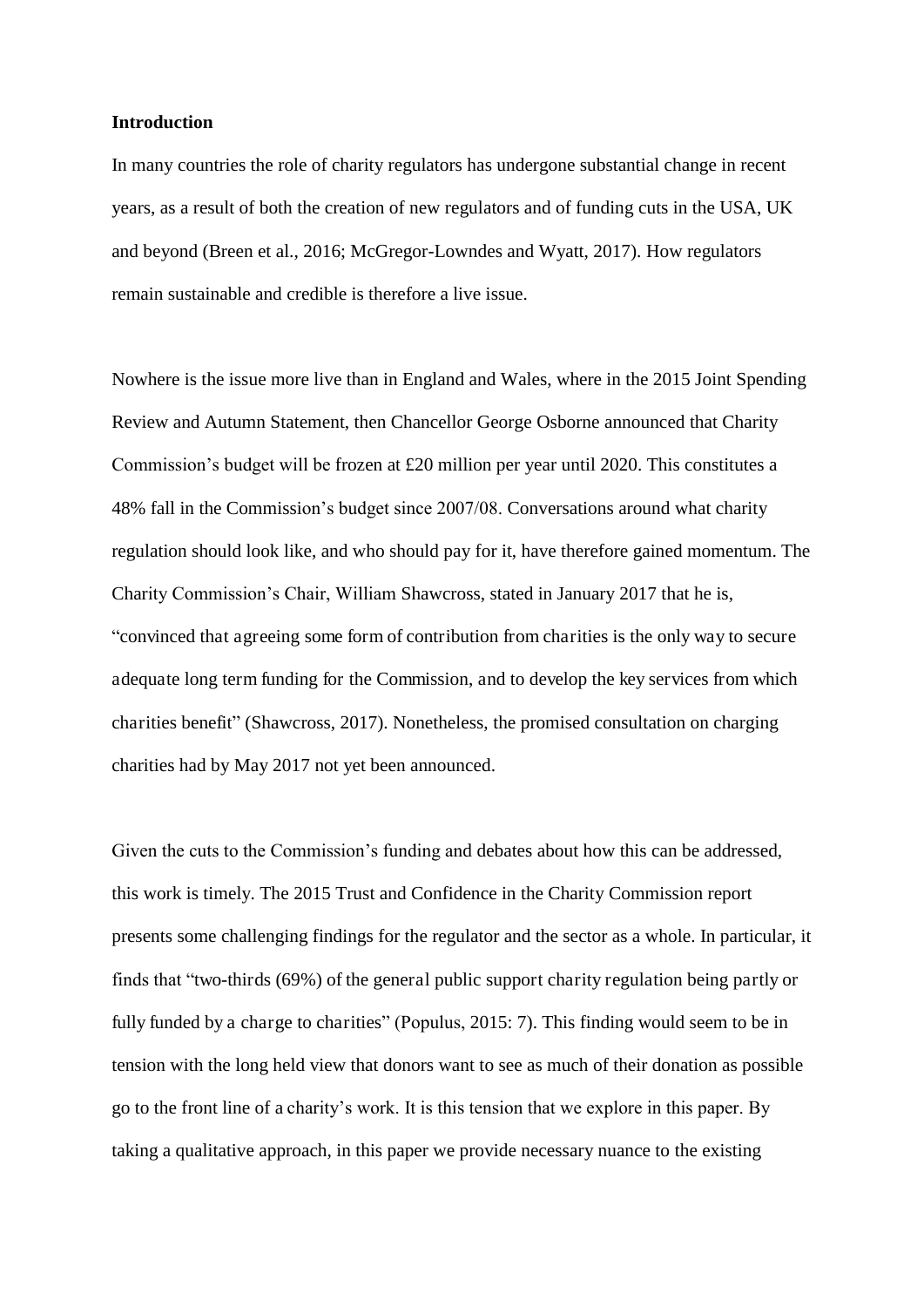**Introduction**

In many countries the role of charity regulators has undergone substantial change in recent years, as a result of both the creation of new regulators and of funding cuts in the USA, UK and beyond (Breen et al., 2016; McGregor-Lowndes and Wyatt, 2017). How regulators remain sustainable and credible is therefore a live issue.

Nowhere is the issue more live than in England and Wales, where in the 2015 Joint Spending Review and Autumn Statement, then Chancellor George Osborne announced that Charity Commission's budget will be frozen at £20 million per year until 2020. This constitutes a 48% fall in the Commission's budget since 2007/08. Conversations around what charity regulation should look like, and who should pay for it, have therefore gained momentum. The Charity Commission's Chair, William Shawcross, stated in January 2017 that he is, "convinced that agreeing some form of contribution from charities is the only way to secure adequate long term funding for the Commission, and to develop the key services from which charities benefit" (Shawcross, 2017). Nonetheless, the promised consultation on charging charities had by May 2017 not yet been announced.

Given the cuts to the Commission's funding and debates about how this can be addressed, this work is timely. The 2015 Trust and Confidence in the Charity Commission report presents some challenging findings for the regulator and the sector as a whole. In particular, it finds that "two-thirds (69%) of the general public support charity regulation being partly or fully funded by a charge to charities" (Populus, 2015: 7). This finding would seem to be in tension with the long held view that donors want to see as much of their donation as possible go to the front line of a charity's work. It is this tension that we explore in this paper. By taking a qualitative approach, in this paper we provide necessary nuance to the existing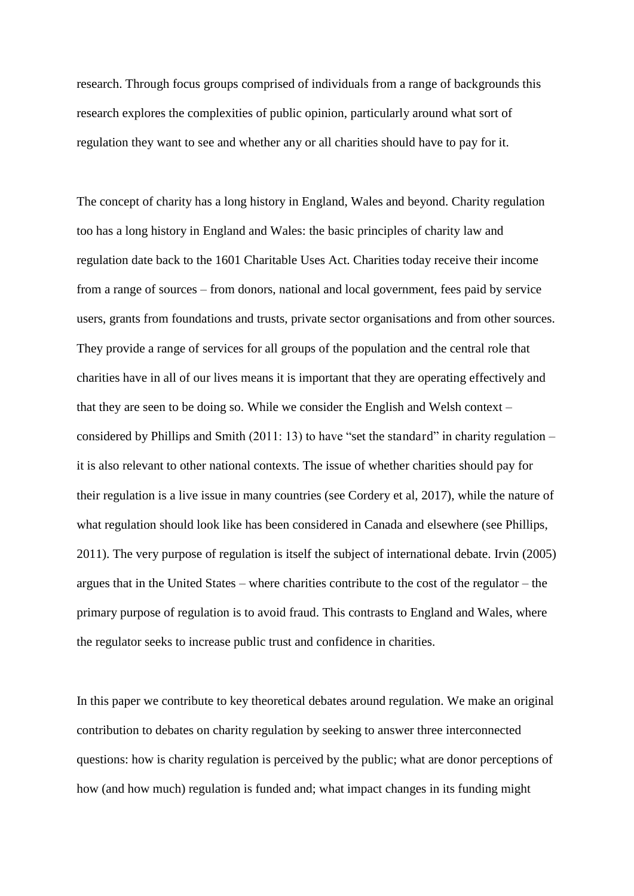research. Through focus groups comprised of individuals from a range of backgrounds this research explores the complexities of public opinion, particularly around what sort of regulation they want to see and whether any or all charities should have to pay for it.

The concept of charity has a long history in England, Wales and beyond. Charity regulation too has a long history in England and Wales: the basic principles of charity law and regulation date back to the 1601 Charitable Uses Act. Charities today receive their income from a range of sources – from donors, national and local government, fees paid by service users, grants from foundations and trusts, private sector organisations and from other sources. They provide a range of services for all groups of the population and the central role that charities have in all of our lives means it is important that they are operating effectively and that they are seen to be doing so. While we consider the English and Welsh context – considered by Phillips and Smith (2011: 13) to have "set the standard" in charity regulation – it is also relevant to other national contexts. The issue of whether charities should pay for their regulation is a live issue in many countries (see Cordery et al, 2017), while the nature of what regulation should look like has been considered in Canada and elsewhere (see Phillips, 2011). The very purpose of regulation is itself the subject of international debate. Irvin (2005) argues that in the United States – where charities contribute to the cost of the regulator – the primary purpose of regulation is to avoid fraud. This contrasts to England and Wales, where the regulator seeks to increase public trust and confidence in charities.

In this paper we contribute to key theoretical debates around regulation. We make an original contribution to debates on charity regulation by seeking to answer three interconnected questions: how is charity regulation is perceived by the public; what are donor perceptions of how (and how much) regulation is funded and; what impact changes in its funding might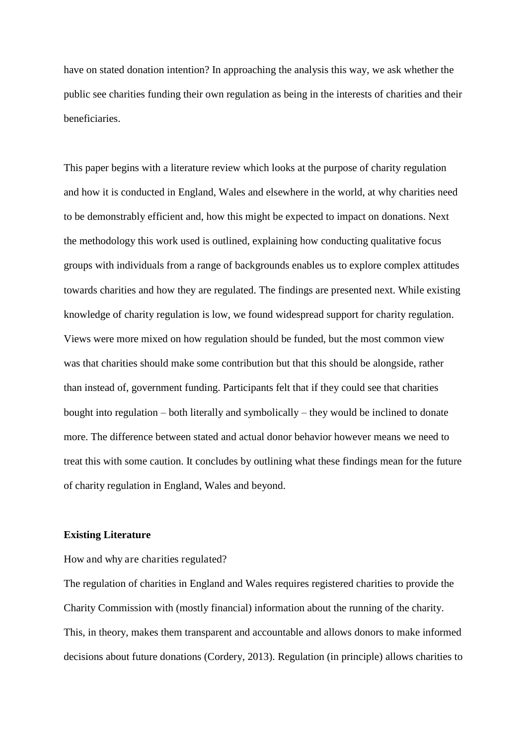have on stated donation intention? In approaching the analysis this way, we ask whether the public see charities funding their own regulation as being in the interests of charities and their beneficiaries.

This paper begins with a literature review which looks at the purpose of charity regulation and how it is conducted in England, Wales and elsewhere in the world, at why charities need to be demonstrably efficient and, how this might be expected to impact on donations. Next the methodology this work used is outlined, explaining how conducting qualitative focus groups with individuals from a range of backgrounds enables us to explore complex attitudes towards charities and how they are regulated. The findings are presented next. While existing knowledge of charity regulation is low, we found widespread support for charity regulation. Views were more mixed on how regulation should be funded, but the most common view was that charities should make some contribution but that this should be alongside, rather than instead of, government funding. Participants felt that if they could see that charities bought into regulation – both literally and symbolically – they would be inclined to donate more. The difference between stated and actual donor behavior however means we need to treat this with some caution. It concludes by outlining what these findings mean for the future of charity regulation in England, Wales and beyond.

## Existing Literature

How and why are charities regulated?

The regulation of charities in England and Wales requires registered charities to provide the Charity Commission with (mostly financial) information about the running of the charity. This, in theory, makes them transparent and accountable and allows donors to make informed decisions about future donations (Cordery, 2013). Regulation (in principle) allows charities to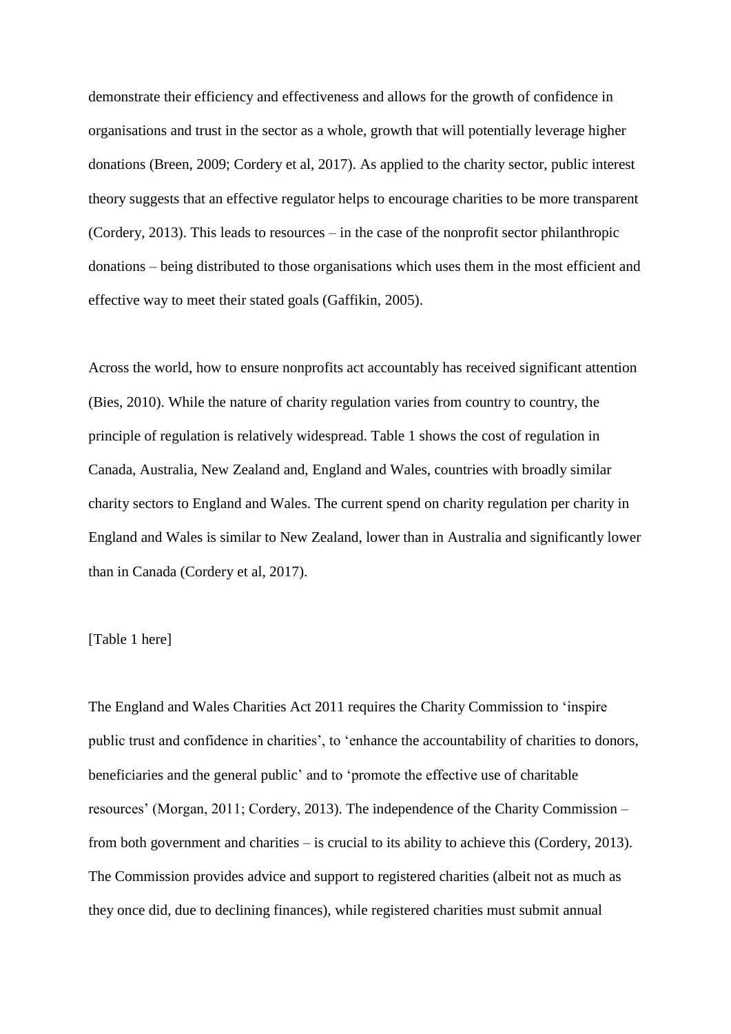demonstrate their efficiency and effectiveness and allows for the growth of confidence in organisations and trust in the sector as a whole, growth that will potentially leverage higher donations (Breen, 2009; Cordery et al, 2017). As applied to the charity sector, public interest theory suggests that an effective regulator helps to encourage charities to be more transparent (Cordery, 2013). This leads to resources – in the case of the nonprofit sector philanthropic donations – being distributed to those organisations which uses them in the most efficient and effective way to meet their stated goals (Gaffikin, 2005).

Across the world, how to ensure nonprofits act accountably has received significant attention (Bies, 2010). While the nature of charity regulation varies from country to country, the principle of regulation is relatively widespread. Table 1 shows the cost of regulation in Canada, Australia, New Zealand and, England and Wales, countries with broadly similar charity sectors to England and Wales. The current spend on charity regulation per charity in England and Wales is similar to New Zealand, lower than in Australia and significantly lower than in Canada (Cordery et al, 2017).

[Table 1 here]

The England and Wales Charities Act 2011 requires the Charity Commission to 'inspire public trust and confidence in charities', to 'enhance the accountability of charities to donors, beneficiaries and the general public' and to 'promote the effective use of charitable resources' (Morgan, 2011; Cordery, 2013). The independence of the Charity Commission – from both government and charities – is crucial to its ability to achieve this (Cordery, 2013). The Commission provides advice and support to registered charities (albeit not as much as they once did, due to declining finances), while registered charities must submit annual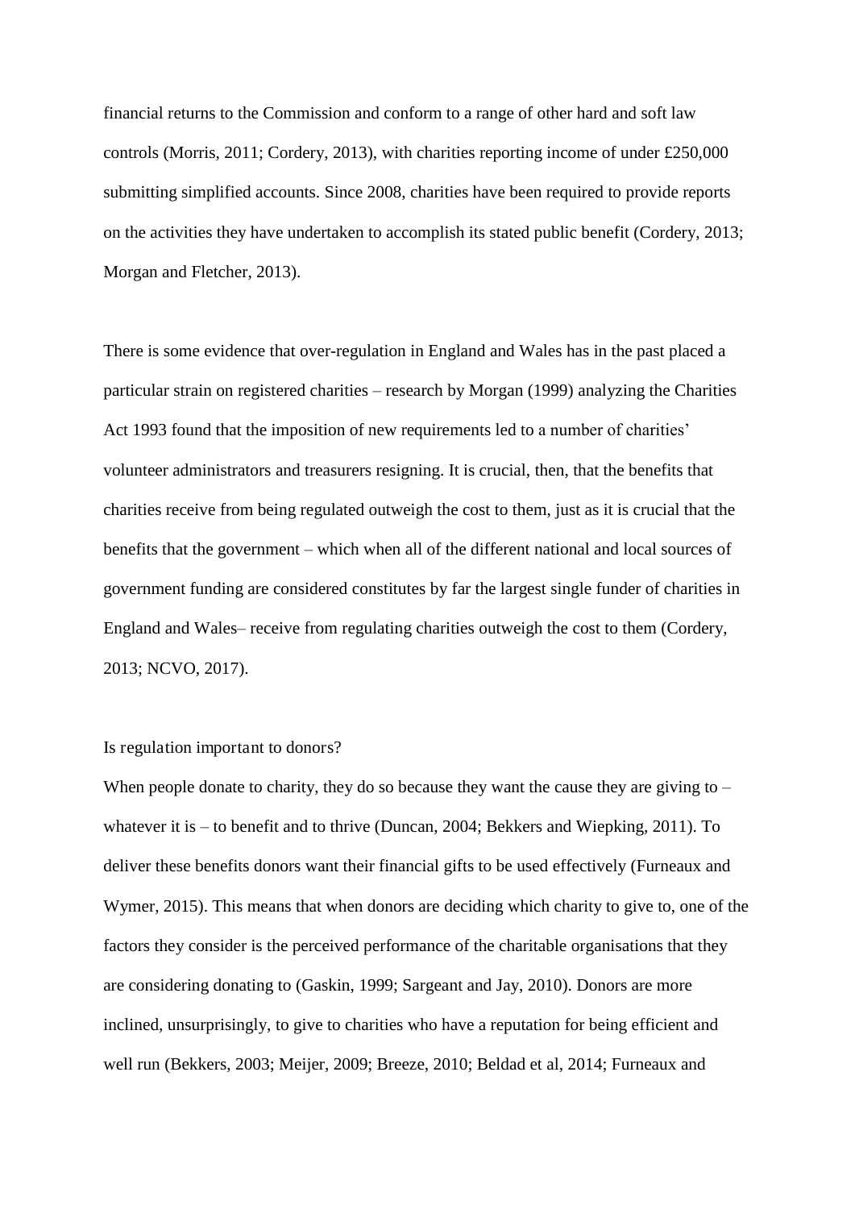financial returns to the Commission and conform to a range of other hard and soft law controls (Morris, 2011; Cordery, 2013), with charities reporting income of under £250,000 submitting simplified accounts. Since 2008, charities have been required to provide reports on the activities they have undertaken to accomplish its stated public benefit (Cordery, 2013; Morgan and Fletcher, 2013).

There is some evidence that over-regulation in England and Wales has in the past placed a particular strain on registered charities – research by Morgan (1999) analyzing the Charities Act 1993 found that the imposition of new requirements led to a number of charities' volunteer administrators and treasurers resigning. It is crucial, then, that the benefits that charities receive from being regulated outweigh the cost to them, just as it is crucial that the benefits that the government – which when all of the different national and local sources of government funding are considered constitutes by far the largest single funder of charities in England and Wales– receive from regulating charities outweigh the cost to them (Cordery, 2013; NCVO, 2017).

## Is regulation important to donors?

When people donate to charity, they do so because they want the cause they are giving to – whatever it is – to benefit and to thrive (Duncan, 2004; Bekkers and Wiepking, 2011). To deliver these benefits donors want their financial gifts to be used effectively (Furneaux and Wymer, 2015). This means that when donors are deciding which charity to give to, one of the factors they consider is the perceived performance of the charitable organisations that they are considering donating to (Gaskin, 1999; Sargeant and Jay, 2010). Donors are more inclined, unsurprisingly, to give to charities who have a reputation for being efficient and well run (Bekkers, 2003; Meijer, 2009; Breeze, 2010; Beldad et al, 2014; Furneaux and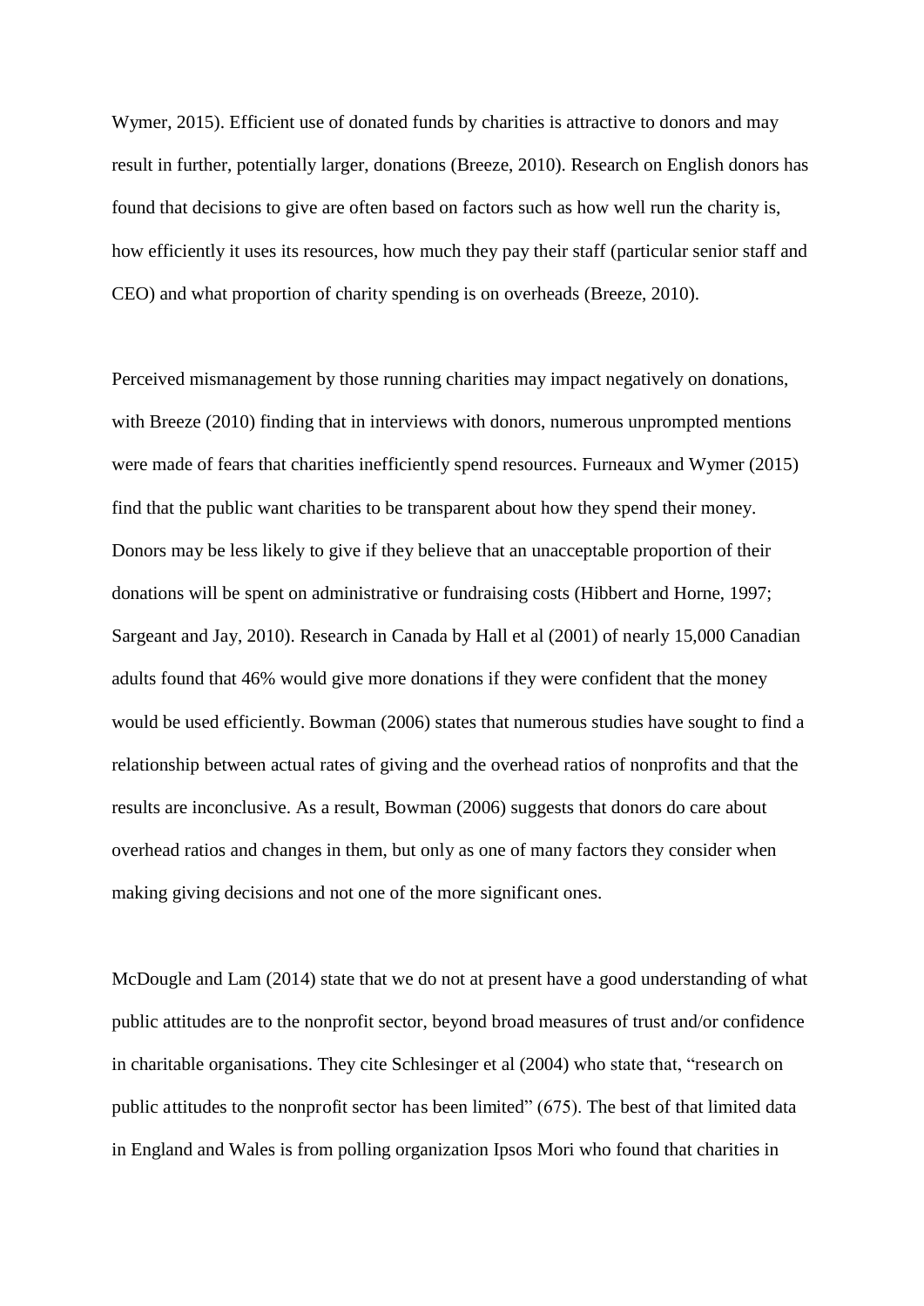Wymer, 2015). Efficient use of donated funds by charities is attractive to donors and may result in further, potentially larger, donations (Breeze, 2010). Research on English donors has found that decisions to give are often based on factors such as how well run the charity is, how efficiently it uses its resources, how much they pay their staff (particular senior staff and CEO) and what proportion of charity spending is on overheads (Breeze, 2010).

Perceived mismanagement by those running charities may impact negatively on donations, with Breeze (2010) finding that in interviews with donors, numerous unprompted mentions were made of fears that charities inefficiently spend resources. Furneaux and Wymer (2015) find that the public want charities to be transparent about how they spend their money. Donors may be less likely to give if they believe that an unacceptable proportion of their donations will be spent on administrative or fundraising costs (Hibbert and Horne, 1997; Sargeant and Jay, 2010). Research in Canada by Hall et al (2001) of nearly 15,000 Canadian adults found that 46% would give more donations if they were confident that the money would be used efficiently. Bowman (2006) states that numerous studies have sought to find a relationship between actual rates of giving and the overhead ratios of nonprofits and that the results are inconclusive. As a result, Bowman (2006) suggests that donors do care about overhead ratios and changes in them, but only as one of many factors they consider when making giving decisions and not one of the more significant ones.

McDougle and Lam (2014) state that we do not at present have a good understanding of what public attitudes are to the nonprofit sector, beyond broad measures of trust and/or confidence in charitable organisations. They cite Schlesinger et al (2004) who state that, "research on public attitudes to the nonprofit sector has been limited" (675). The best of that limited data in England and Wales is from polling organization Ipsos Mori who found that charities in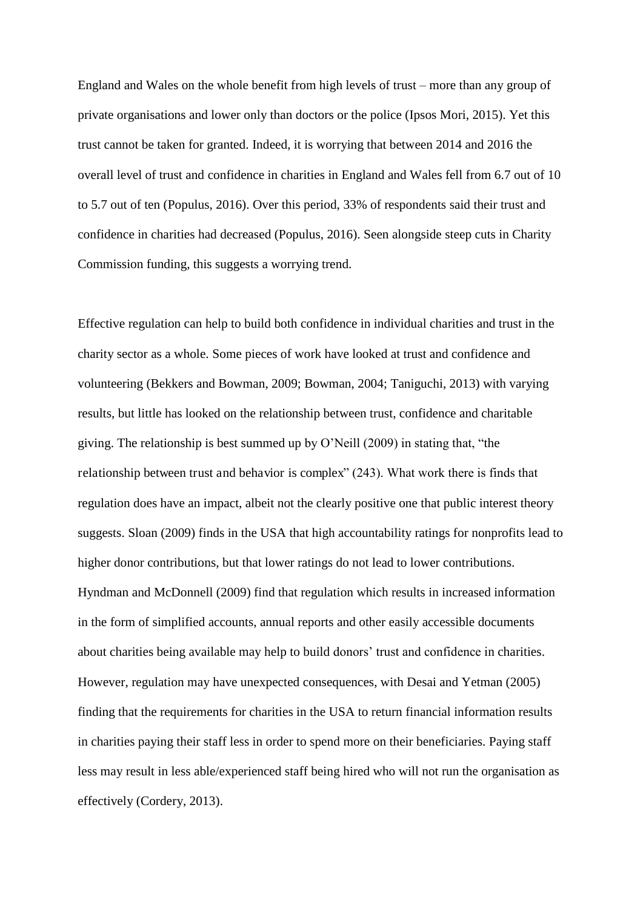England and Wales on the whole benefit from high levels of trust – more than any group of private organisations and lower only than doctors or the police (Ipsos Mori, 2015). Yet this trust cannot be taken for granted. Indeed, it is worrying that between 2014 and 2016 the overall level of trust and confidence in charities in England and Wales fell from 6.7 out of 10 to 5.7 out of ten (Populus, 2016). Over this period, 33% of respondents said their trust and confidence in charities had decreased (Populus, 2016). Seen alongside steep cuts in Charity Commission funding, this suggests a worrying trend.

Effective regulation can help to build both confidence in individual charities and trust in the charity sector as a whole. Some pieces of work have looked at trust and confidence and volunteering (Bekkers and Bowman, 2009; Bowman, 2004; Taniguchi, 2013) with varying results, but little has looked on the relationship between trust, confidence and charitable giving. The relationship is best summed up by O'Neill (2009) in stating that, "the relationship between trust and behavior is complex" (243). What work there is finds that regulation does have an impact, albeit not the clearly positive one that public interest theory suggests. Sloan (2009) finds in the USA that high accountability ratings for nonprofits lead to higher donor contributions, but that lower ratings do not lead to lower contributions. Hyndman and McDonnell (2009) find that regulation which results in increased information in the form of simplified accounts, annual reports and other easily accessible documents about charities being available may help to build donors' trust and confidence in charities. However, regulation may have unexpected consequences, with Desai and Yetman (2005) finding that the requirements for charities in the USA to return financial information results in charities paying their staff less in order to spend more on their beneficiaries. Paying staff less may result in less able/experienced staff being hired who will not run the organisation as effectively (Cordery, 2013).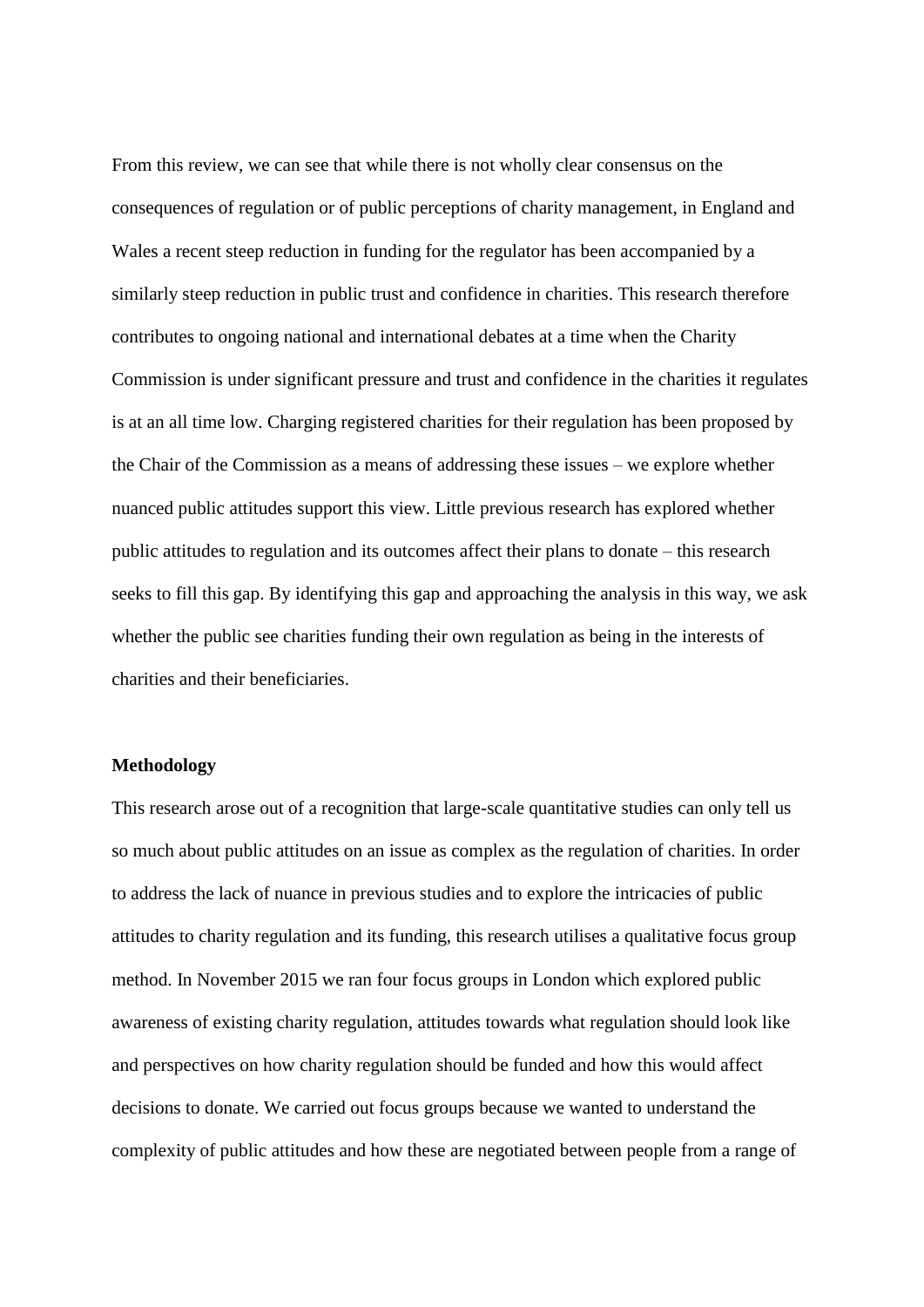From this review, we can see that while there is not wholly clear consensus on the consequences of regulation or of public perceptions of charity management, in England and Wales a recent steep reduction in funding for the regulator has been accompanied by a similarly steep reduction in public trust and confidence in charities. This research therefore contributes to ongoing national and international debates at a time when the Charity Commission is under significant pressure and trust and confidence in the charities it regulates is at an all time low. Charging registered charities for their regulation has been proposed by the Chair of the Commission as a means of addressing these issues – we explore whether nuanced public attitudes support this view. Little previous research has explored whether public attitudes to regulation and its outcomes affect their plans to donate – this research seeks to fill this gap. By identifying this gap and approaching the analysis in this way, we ask whether the public see charities funding their own regulation as being in the interests of charities and their beneficiaries.

**Methodology**

This research arose out of a recognition that large-scale quantitative studies can only tell us so much about public attitudes on an issue as complex as the regulation of charities. In order to address the lack of nuance in previous studies and to explore the intricacies of public attitudes to charity regulation and its funding, this research utilises a qualitative focus group method. In November 2015 we ran four focus groups in London which explored public awareness of existing charity regulation, attitudes towards what regulation should look like and perspectives on how charity regulation should be funded and how this would affect decisions to donate. We carried out focus groups because we wanted to understand the complexity of public attitudes and how these are negotiated between people from a range of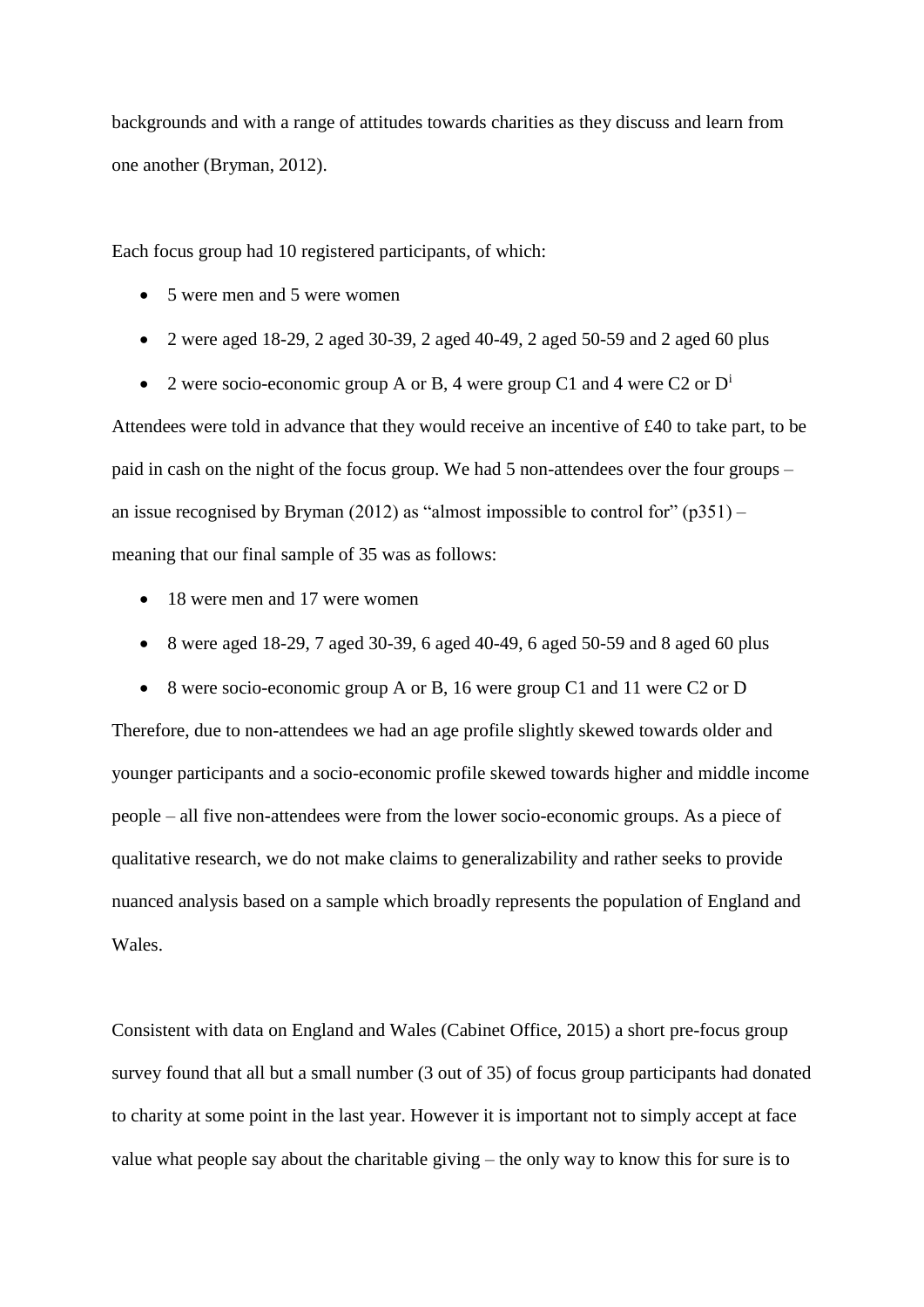backgrounds and with a range of attitudes towards charities as they discuss and learn from one another (Bryman, 2012).

Each focus group had 10 registered participants, of which:

- 5 were men and 5 were women
- 2 were aged 18-29, 2 aged 30-39, 2 aged 40-49, 2 aged 50-59 and 2 aged 60 plus
- 2 were socio-economic group A or B, 4 were group C1 and 4 were C2 or D[i]

Attendees were told in advance that they would receive an incentive of £40 to take part, to be paid in cash on the night of the focus group. We had 5 non-attendees over the four groups – an issue recognised by Bryman (2012) as "almost impossible to control for" (p351) – meaning that our final sample of 35 was as follows:

- 18 were men and 17 were women
- 8 were aged 18-29, 7 aged 30-39, 6 aged 40-49, 6 aged 50-59 and 8 aged 60 plus
- 8 were socio-economic group A or B, 16 were group C1 and 11 were C2 or D

Therefore, due to non-attendees we had an age profile slightly skewed towards older and younger participants and a socio-economic profile skewed towards higher and middle income people – all five non-attendees were from the lower socio-economic groups. As a piece of qualitative research, we do not make claims to generalizability and rather seeks to provide nuanced analysis based on a sample which broadly represents the population of England and Wales.

Consistent with data on England and Wales (Cabinet Office, 2015) a short pre-focus group survey found that all but a small number (3 out of 35) of focus group participants had donated to charity at some point in the last year. However it is important not to simply accept at face value what people say about the charitable giving – the only way to know this for sure is to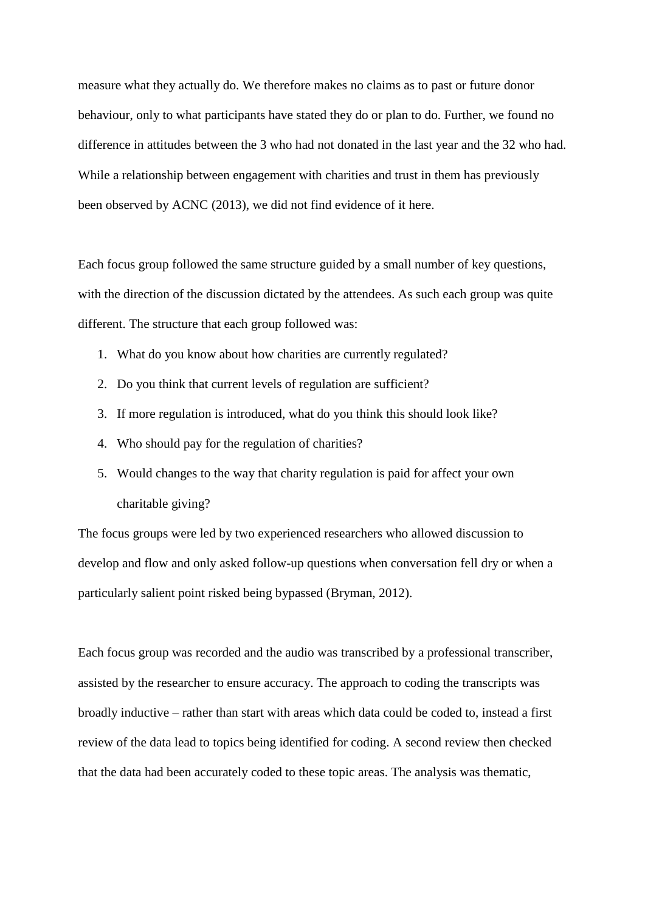measure what they actually do. We therefore makes no claims as to past or future donor behaviour, only to what participants have stated they do or plan to do. Further, we found no difference in attitudes between the 3 who had not donated in the last year and the 32 who had. While a relationship between engagement with charities and trust in them has previously been observed by ACNC (2013), we did not find evidence of it here.

Each focus group followed the same structure guided by a small number of key questions, with the direction of the discussion dictated by the attendees. As such each group was quite different. The structure that each group followed was:

1. What do you know about how charities are currently regulated?
2. Do you think that current levels of regulation are sufficient?
3. If more regulation is introduced, what do you think this should look like?
4. Who should pay for the regulation of charities?
5. Would changes to the way that charity regulation is paid for affect your own charitable giving?

The focus groups were led by two experienced researchers who allowed discussion to develop and flow and only asked follow-up questions when conversation fell dry or when a particularly salient point risked being bypassed (Bryman, 2012).

Each focus group was recorded and the audio was transcribed by a professional transcriber, assisted by the researcher to ensure accuracy. The approach to coding the transcripts was broadly inductive – rather than start with areas which data could be coded to, instead a first review of the data lead to topics being identified for coding. A second review then checked that the data had been accurately coded to these topic areas. The analysis was thematic,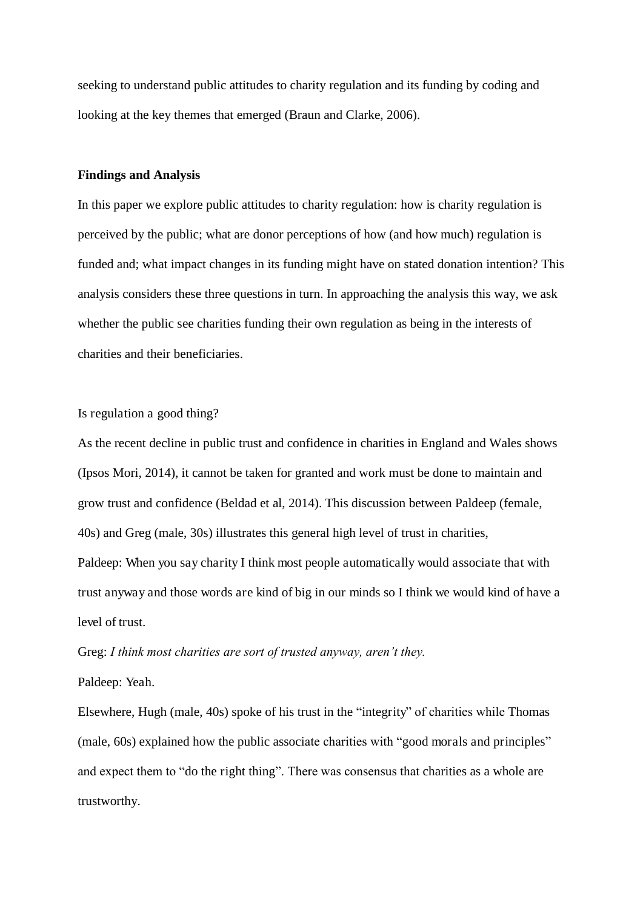seeking to understand public attitudes to charity regulation and its funding by coding and looking at the key themes that emerged (Braun and Clarke, 2006).

**Findings and Analysis**

In this paper we explore public attitudes to charity regulation: how is charity regulation is perceived by the public; what are donor perceptions of how (and how much) regulation is funded and; what impact changes in its funding might have on stated donation intention? This analysis considers these three questions in turn. In approaching the analysis this way, we ask whether the public see charities funding their own regulation as being in the interests of charities and their beneficiaries.

Is regulation a good thing?

As the recent decline in public trust and confidence in charities in England and Wales shows (Ipsos Mori, 2014), it cannot be taken for granted and work must be done to maintain and grow trust and confidence (Beldad et al, 2014). This discussion between Paldeep (female, 40s) and Greg (male, 30s) illustrates this general high level of trust in charities,

Paldeep: When you say charity I think most people automatically would associate that with trust anyway and those words are kind of big in our minds so I think we would kind of have a level of trust.

Greg: *I think most charities are sort of trusted anyway, aren't they.*

Paldeep: Yeah.

Elsewhere, Hugh (male, 40s) spoke of his trust in the "integrity" of charities while Thomas (male, 60s) explained how the public associate charities with "good morals and principles" and expect them to "do the right thing". There was consensus that charities as a whole are trustworthy.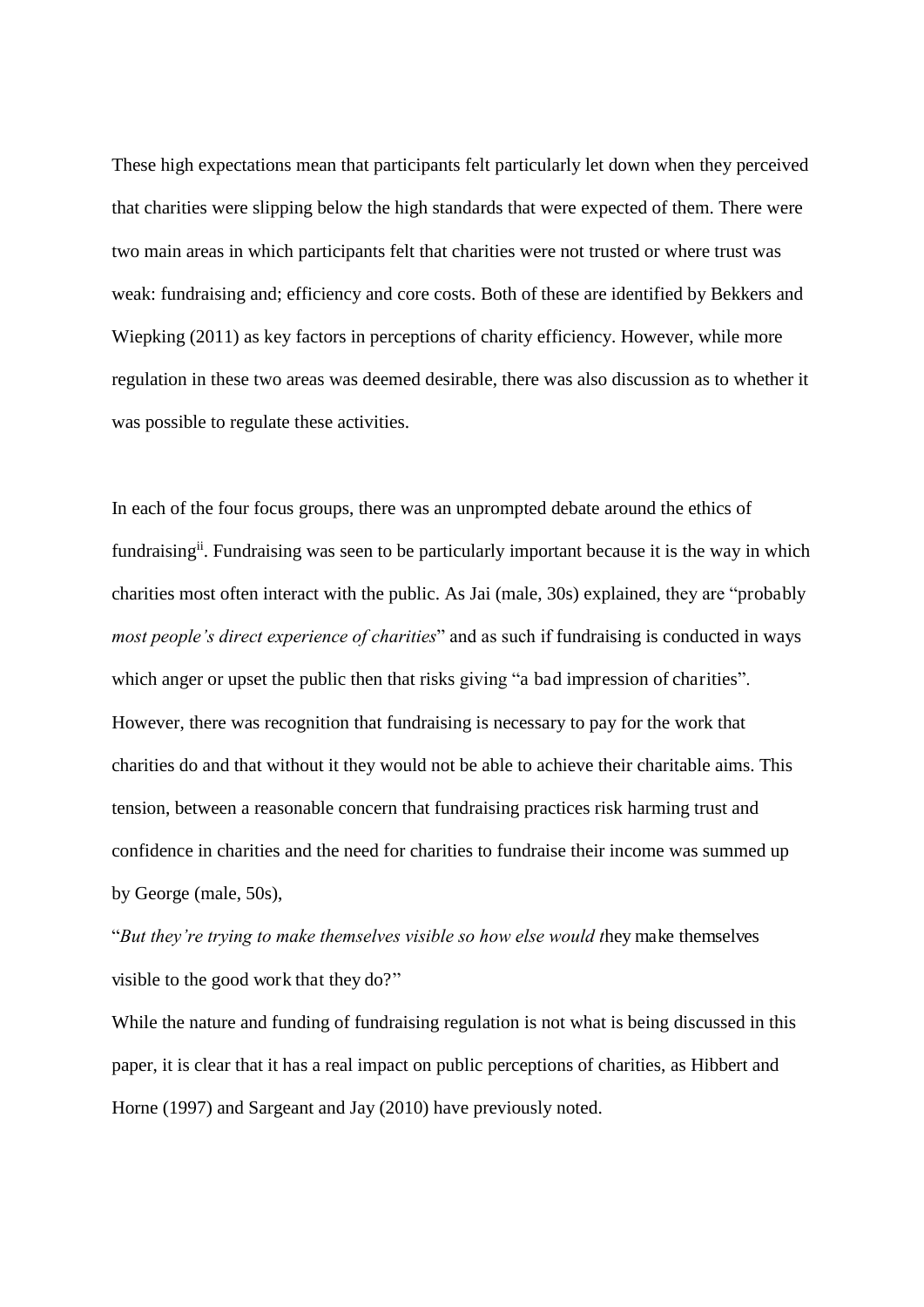These high expectations mean that participants felt particularly let down when they perceived that charities were slipping below the high standards that were expected of them. There were two main areas in which participants felt that charities were not trusted or where trust was weak: fundraising and; efficiency and core costs. Both of these are identified by Bekkers and Wiepking (2011) as key factors in perceptions of charity efficiency. However, while more regulation in these two areas was deemed desirable, there was also discussion as to whether it was possible to regulate these activities.

In each of the four focus groups, there was an unprompted debate around the ethics of fundraising[ii]. Fundraising was seen to be particularly important because it is the way in which charities most often interact with the public. As Jai (male, 30s) explained, they are "probably *most people's direct experience of charities*" and as such if fundraising is conducted in ways which anger or upset the public then that risks giving "a bad impression of charities". However, there was recognition that fundraising is necessary to pay for the work that charities do and that without it they would not be able to achieve their charitable aims. This tension, between a reasonable concern that fundraising practices risk harming trust and confidence in charities and the need for charities to fundraise their income was summed up by George (male, 50s),

"*But they're trying to make themselves visible so how else would t*hey make themselves visible to the good work that they do?"

While the nature and funding of fundraising regulation is not what is being discussed in this paper, it is clear that it has a real impact on public perceptions of charities, as Hibbert and Horne (1997) and Sargeant and Jay (2010) have previously noted.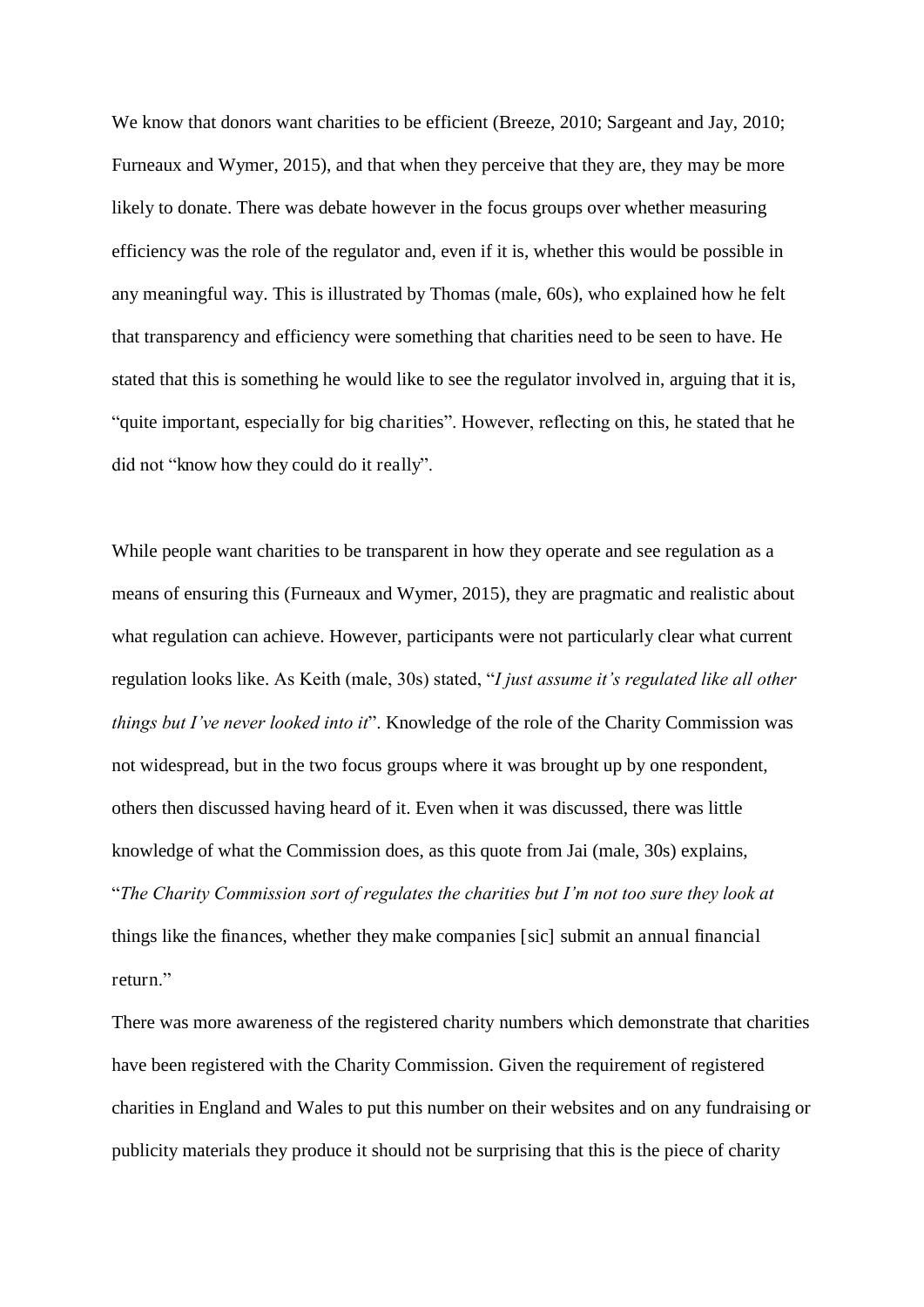We know that donors want charities to be efficient (Breeze, 2010; Sargeant and Jay, 2010; Furneaux and Wymer, 2015), and that when they perceive that they are, they may be more likely to donate. There was debate however in the focus groups over whether measuring efficiency was the role of the regulator and, even if it is, whether this would be possible in any meaningful way. This is illustrated by Thomas (male, 60s), who explained how he felt that transparency and efficiency were something that charities need to be seen to have. He stated that this is something he would like to see the regulator involved in, arguing that it is, "quite important, especially for big charities". However, reflecting on this, he stated that he did not "know how they could do it really".

While people want charities to be transparent in how they operate and see regulation as a means of ensuring this (Furneaux and Wymer, 2015), they are pragmatic and realistic about what regulation can achieve. However, participants were not particularly clear what current regulation looks like. As Keith (male, 30s) stated, "*I just assume it's regulated like all other things but I've never looked into it*". Knowledge of the role of the Charity Commission was not widespread, but in the two focus groups where it was brought up by one respondent, others then discussed having heard of it. Even when it was discussed, there was little knowledge of what the Commission does, as this quote from Jai (male, 30s) explains, "*The Charity Commission sort of regulates the charities but I'm not too sure they look at* things like the finances, whether they make companies [sic] submit an annual financial return."

There was more awareness of the registered charity numbers which demonstrate that charities have been registered with the Charity Commission. Given the requirement of registered charities in England and Wales to put this number on their websites and on any fundraising or publicity materials they produce it should not be surprising that this is the piece of charity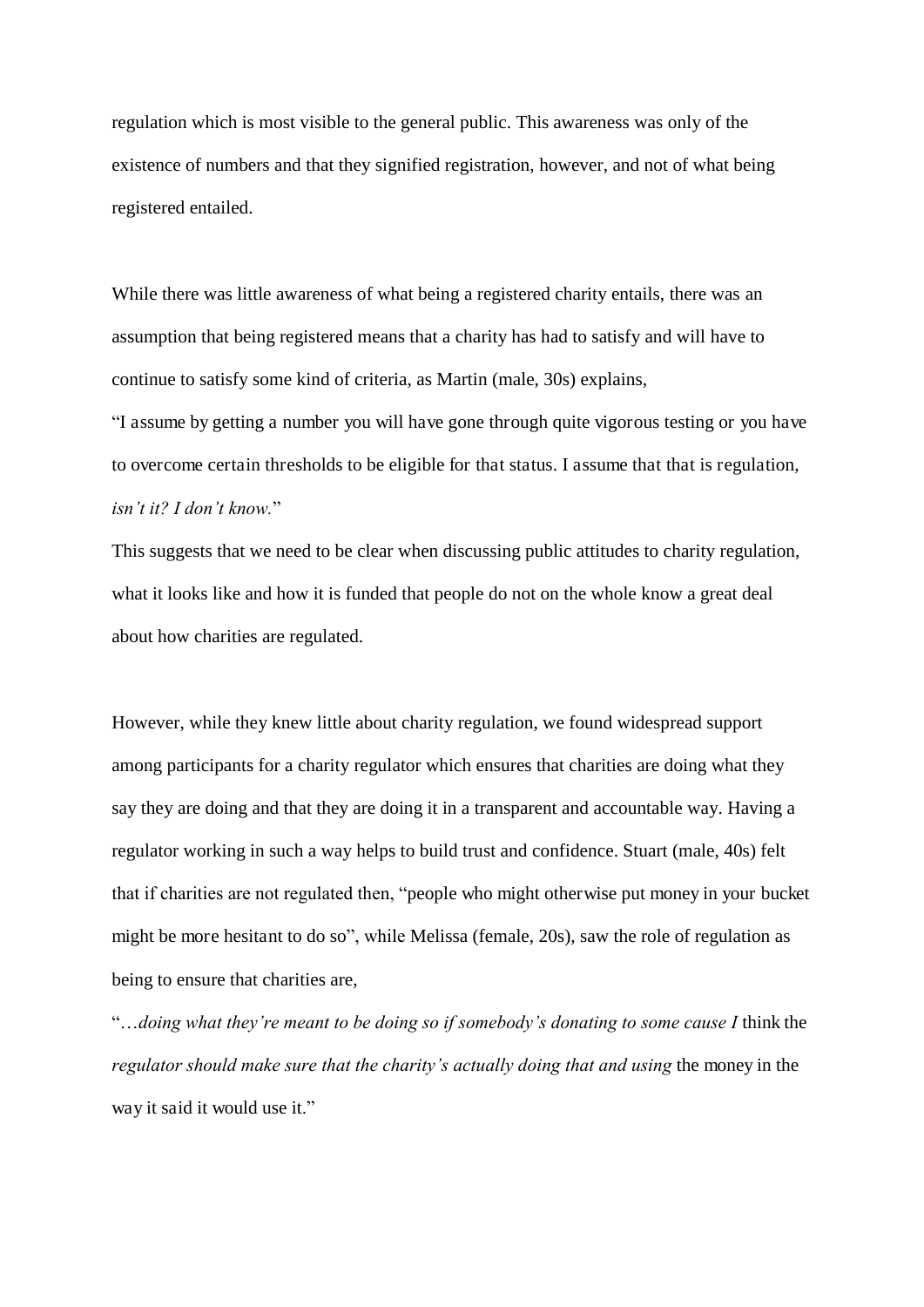regulation which is most visible to the general public. This awareness was only of the existence of numbers and that they signified registration, however, and not of what being registered entailed.

While there was little awareness of what being a registered charity entails, there was an assumption that being registered means that a charity has had to satisfy and will have to continue to satisfy some kind of criteria, as Martin (male, 30s) explains,

"I assume by getting a number you will have gone through quite vigorous testing or you have to overcome certain thresholds to be eligible for that status. I assume that that is regulation, *isn't it? I don't know.*"

This suggests that we need to be clear when discussing public attitudes to charity regulation, what it looks like and how it is funded that people do not on the whole know a great deal about how charities are regulated.

However, while they knew little about charity regulation, we found widespread support among participants for a charity regulator which ensures that charities are doing what they say they are doing and that they are doing it in a transparent and accountable way. Having a regulator working in such a way helps to build trust and confidence. Stuart (male, 40s) felt that if charities are not regulated then, "people who might otherwise put money in your bucket might be more hesitant to do so", while Melissa (female, 20s), saw the role of regulation as being to ensure that charities are,

"…*doing what they're meant to be doing so if somebody's donating to some cause I* think the *regulator should make sure that the charity's actually doing that and using* the money in the way it said it would use it."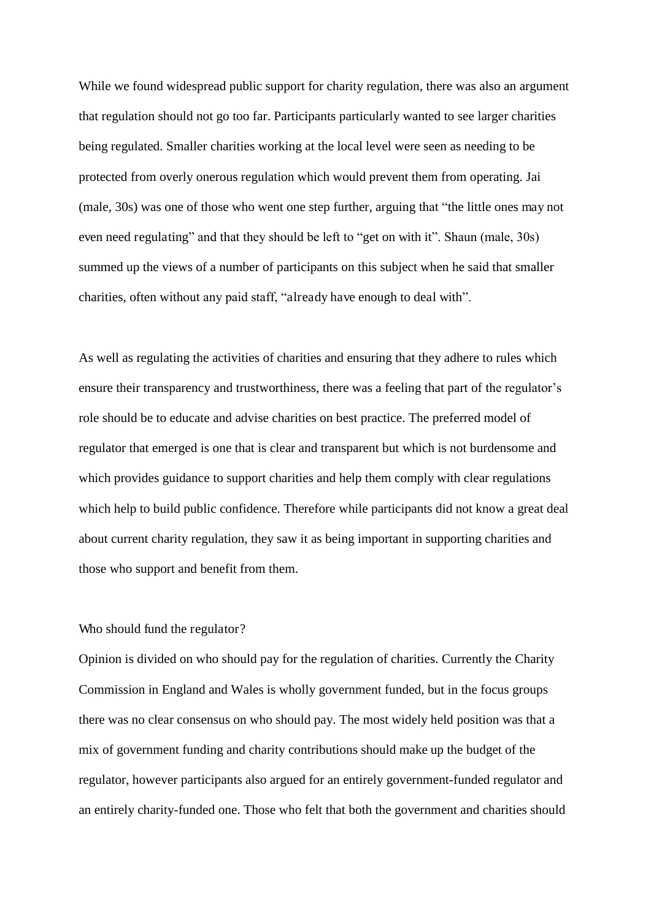While we found widespread public support for charity regulation, there was also an argument that regulation should not go too far. Participants particularly wanted to see larger charities being regulated. Smaller charities working at the local level were seen as needing to be protected from overly onerous regulation which would prevent them from operating. Jai (male, 30s) was one of those who went one step further, arguing that "the little ones may not even need regulating" and that they should be left to "get on with it". Shaun (male, 30s) summed up the views of a number of participants on this subject when he said that smaller charities, often without any paid staff, "already have enough to deal with".

As well as regulating the activities of charities and ensuring that they adhere to rules which ensure their transparency and trustworthiness, there was a feeling that part of the regulator's role should be to educate and advise charities on best practice. The preferred model of regulator that emerged is one that is clear and transparent but which is not burdensome and which provides guidance to support charities and help them comply with clear regulations which help to build public confidence. Therefore while participants did not know a great deal about current charity regulation, they saw it as being important in supporting charities and those who support and benefit from them.

### Who should fund the regulator?

Opinion is divided on who should pay for the regulation of charities. Currently the Charity Commission in England and Wales is wholly government funded, but in the focus groups there was no clear consensus on who should pay. The most widely held position was that a mix of government funding and charity contributions should make up the budget of the regulator, however participants also argued for an entirely government-funded regulator and an entirely charity-funded one. Those who felt that both the government and charities should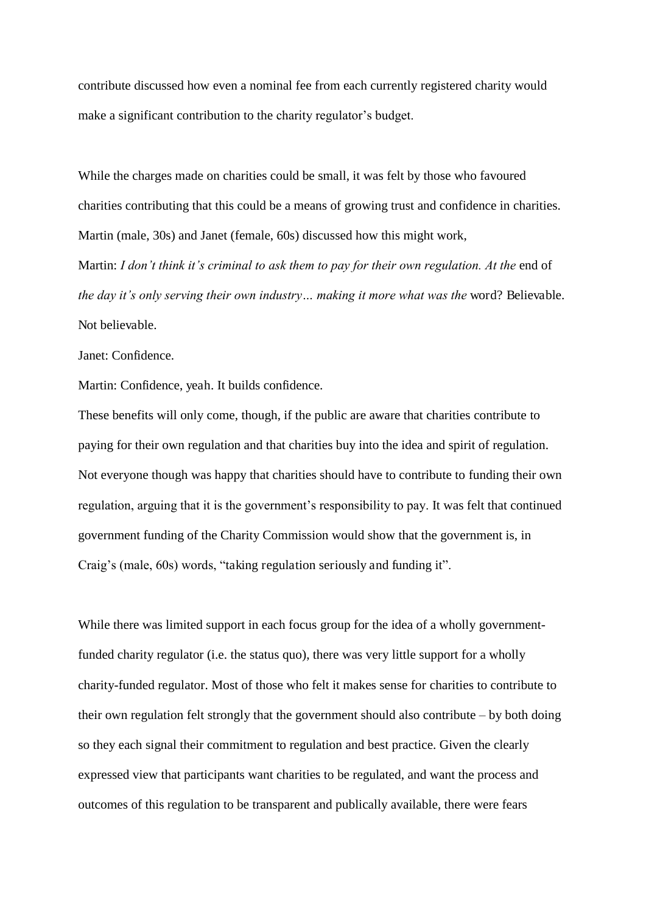contribute discussed how even a nominal fee from each currently registered charity would make a significant contribution to the charity regulator's budget.

While the charges made on charities could be small, it was felt by those who favoured charities contributing that this could be a means of growing trust and confidence in charities. Martin (male, 30s) and Janet (female, 60s) discussed how this might work,

Martin: *I don't think it's criminal to ask them to pay for their own regulation. At the* end of *the day it's only serving their own industry… making it more what was the* word? Believable. Not believable.

Janet: Confidence.

Martin: Confidence, yeah. It builds confidence.

These benefits will only come, though, if the public are aware that charities contribute to paying for their own regulation and that charities buy into the idea and spirit of regulation. Not everyone though was happy that charities should have to contribute to funding their own regulation, arguing that it is the government's responsibility to pay. It was felt that continued government funding of the Charity Commission would show that the government is, in Craig's (male, 60s) words, "taking regulation seriously and funding it".

While there was limited support in each focus group for the idea of a wholly government-funded charity regulator (i.e. the status quo), there was very little support for a wholly charity-funded regulator. Most of those who felt it makes sense for charities to contribute to their own regulation felt strongly that the government should also contribute – by both doing so they each signal their commitment to regulation and best practice. Given the clearly expressed view that participants want charities to be regulated, and want the process and outcomes of this regulation to be transparent and publically available, there were fears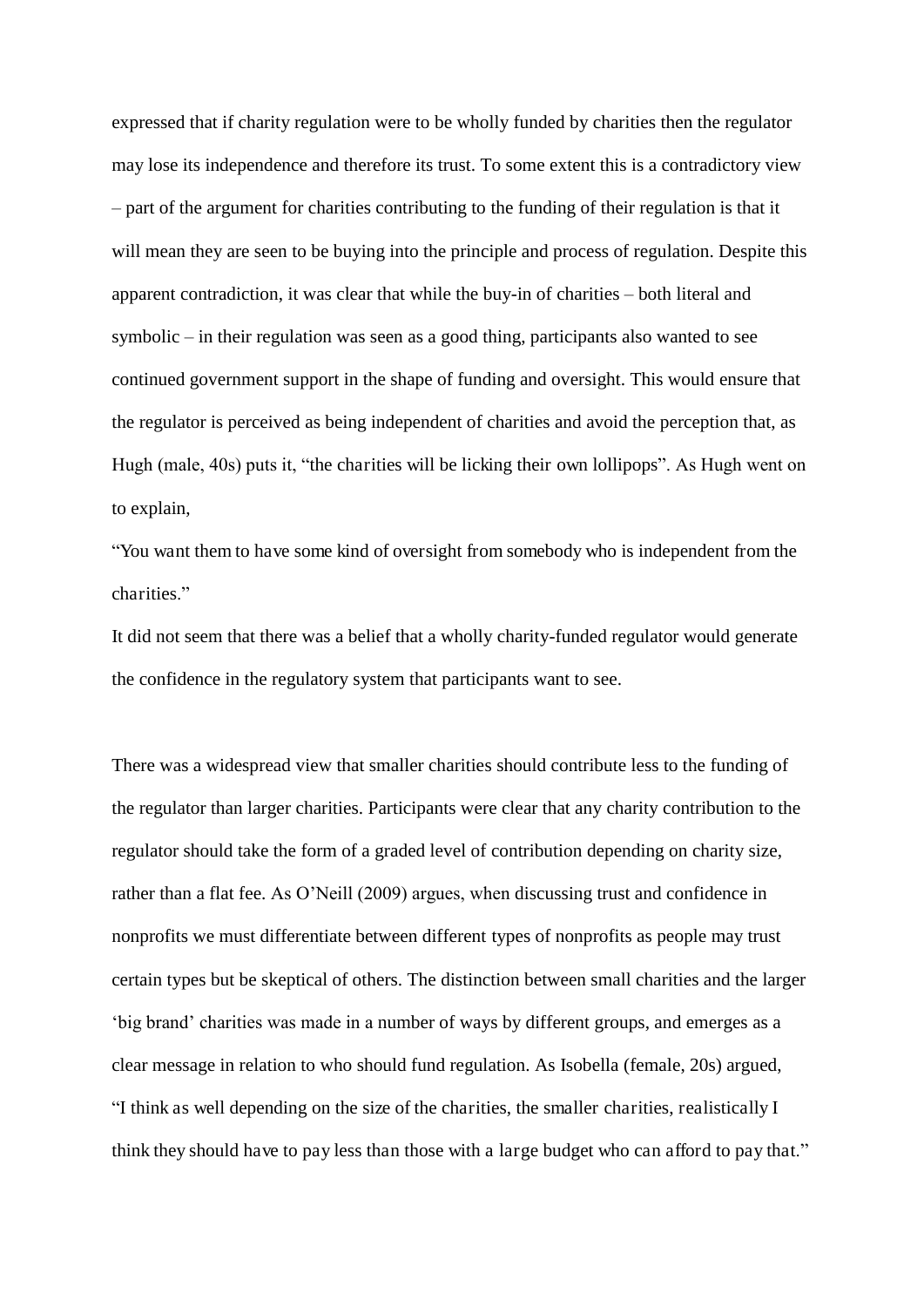expressed that if charity regulation were to be wholly funded by charities then the regulator may lose its independence and therefore its trust. To some extent this is a contradictory view – part of the argument for charities contributing to the funding of their regulation is that it will mean they are seen to be buying into the principle and process of regulation. Despite this apparent contradiction, it was clear that while the buy-in of charities – both literal and symbolic – in their regulation was seen as a good thing, participants also wanted to see continued government support in the shape of funding and oversight. This would ensure that the regulator is perceived as being independent of charities and avoid the perception that, as Hugh (male, 40s) puts it, "the charities will be licking their own lollipops". As Hugh went on to explain,

"You want them to have some kind of oversight from somebody who is independent from the charities."

It did not seem that there was a belief that a wholly charity-funded regulator would generate the confidence in the regulatory system that participants want to see.

There was a widespread view that smaller charities should contribute less to the funding of the regulator than larger charities. Participants were clear that any charity contribution to the regulator should take the form of a graded level of contribution depending on charity size, rather than a flat fee. As O'Neill (2009) argues, when discussing trust and confidence in nonprofits we must differentiate between different types of nonprofits as people may trust certain types but be skeptical of others. The distinction between small charities and the larger 'big brand' charities was made in a number of ways by different groups, and emerges as a clear message in relation to who should fund regulation. As Isobella (female, 20s) argued,

"I think as well depending on the size of the charities, the smaller charities, realistically I think they should have to pay less than those with a large budget who can afford to pay that."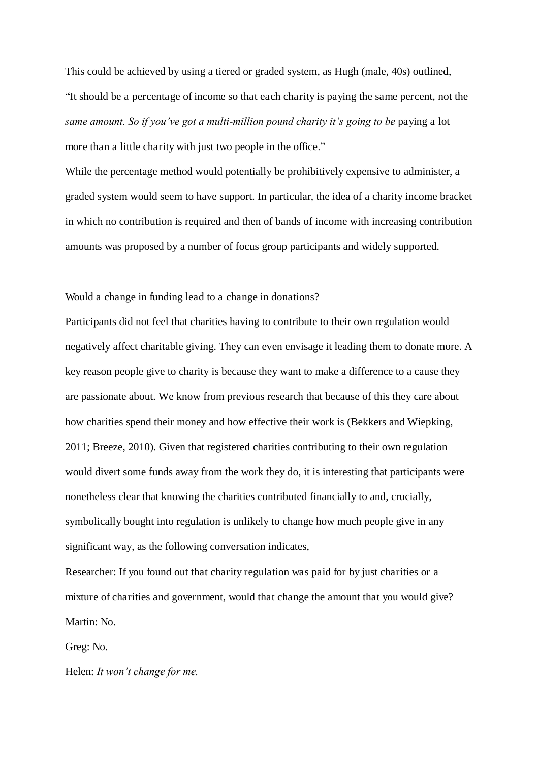This could be achieved by using a tiered or graded system, as Hugh (male, 40s) outlined, "It should be a percentage of income so that each charity is paying the same percent, not the *same amount. So if you've got a multi-million pound charity it's going to be* paying a lot more than a little charity with just two people in the office."

While the percentage method would potentially be prohibitively expensive to administer, a graded system would seem to have support. In particular, the idea of a charity income bracket in which no contribution is required and then of bands of income with increasing contribution amounts was proposed by a number of focus group participants and widely supported.

Would a change in funding lead to a change in donations?

Participants did not feel that charities having to contribute to their own regulation would negatively affect charitable giving. They can even envisage it leading them to donate more. A key reason people give to charity is because they want to make a difference to a cause they are passionate about. We know from previous research that because of this they care about how charities spend their money and how effective their work is (Bekkers and Wiepking, 2011; Breeze, 2010). Given that registered charities contributing to their own regulation would divert some funds away from the work they do, it is interesting that participants were nonetheless clear that knowing the charities contributed financially to and, crucially, symbolically bought into regulation is unlikely to change how much people give in any significant way, as the following conversation indicates,

Researcher: If you found out that charity regulation was paid for by just charities or a mixture of charities and government, would that change the amount that you would give?

Martin: No.

Greg: No.

Helen: *It won't change for me.*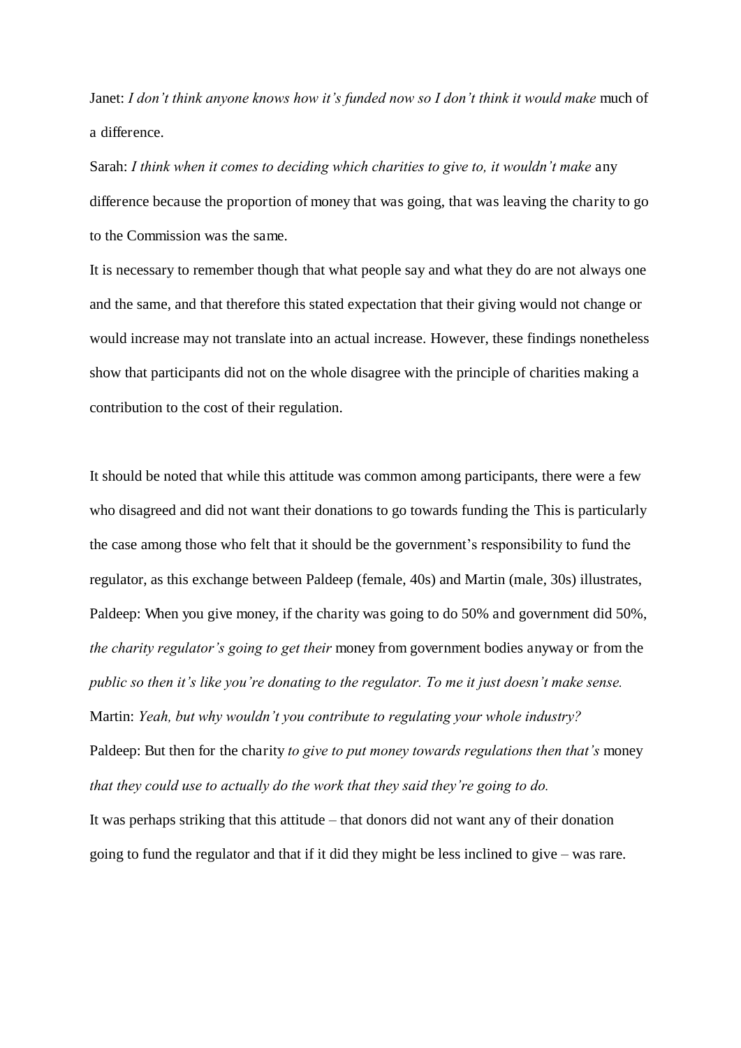Janet: *I don't think anyone knows how it's funded now so I don't think it would make* much of a difference.

Sarah: *I think when it comes to deciding which charities to give to, it wouldn't make* any difference because the proportion of money that was going, that was leaving the charity to go to the Commission was the same.

It is necessary to remember though that what people say and what they do are not always one and the same, and that therefore this stated expectation that their giving would not change or would increase may not translate into an actual increase. However, these findings nonetheless show that participants did not on the whole disagree with the principle of charities making a contribution to the cost of their regulation.

It should be noted that while this attitude was common among participants, there were a few who disagreed and did not want their donations to go towards funding the This is particularly the case among those who felt that it should be the government's responsibility to fund the regulator, as this exchange between Paldeep (female, 40s) and Martin (male, 30s) illustrates,

Paldeep: When you give money, if the charity was going to do 50% and government did 50%, *the charity regulator's going to get their* money from government bodies anyway or from the *public so then it's like you're donating to the regulator. To me it just doesn't make sense.*

Martin: *Yeah, but why wouldn't you contribute to regulating your whole industry?*

Paldeep: But then for the charity *to give to put money towards regulations then that's* money *that they could use to actually do the work that they said they're going to do.*

It was perhaps striking that this attitude – that donors did not want any of their donation going to fund the regulator and that if it did they might be less inclined to give – was rare.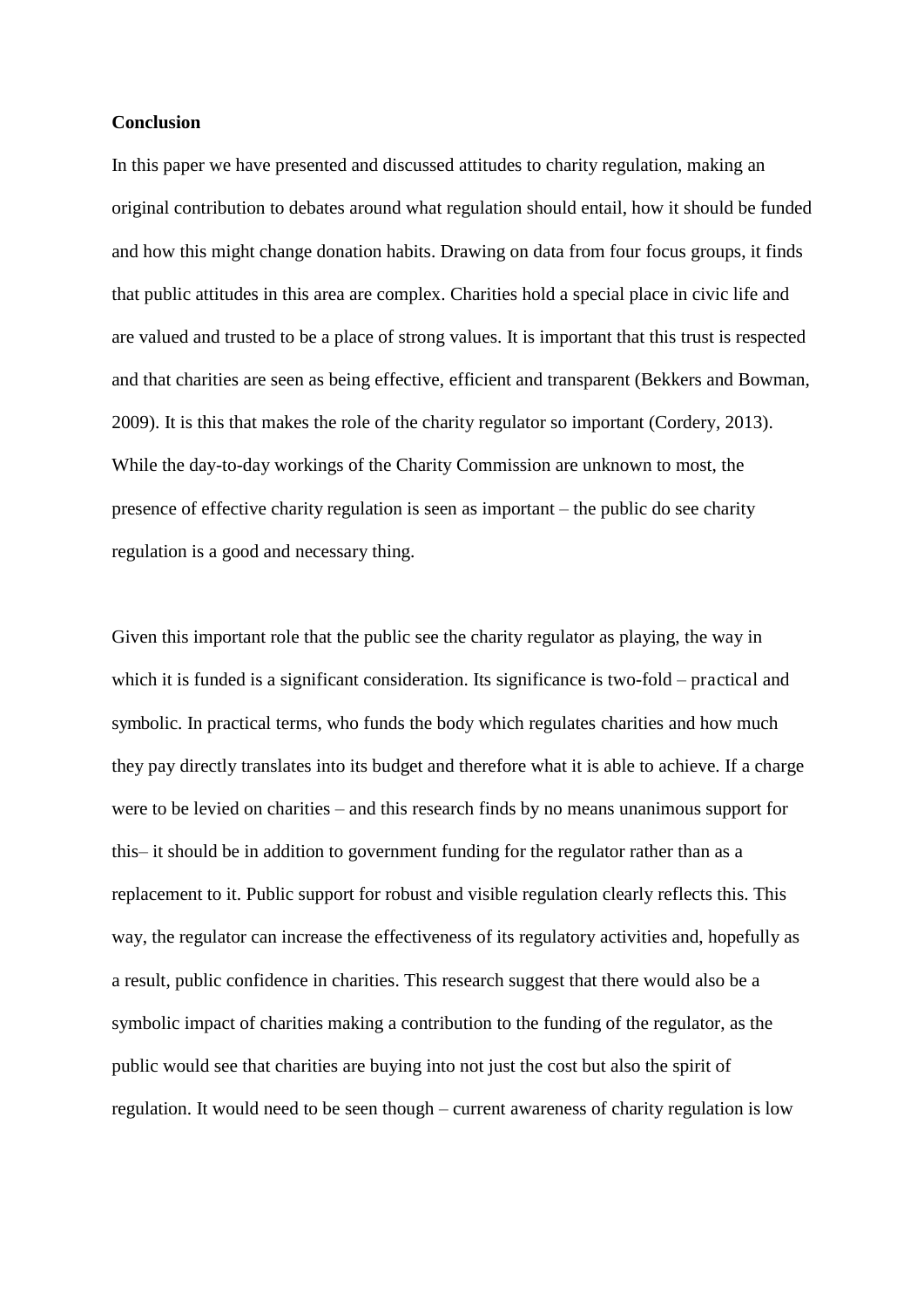**Conclusion**

In this paper we have presented and discussed attitudes to charity regulation, making an original contribution to debates around what regulation should entail, how it should be funded and how this might change donation habits. Drawing on data from four focus groups, it finds that public attitudes in this area are complex. Charities hold a special place in civic life and are valued and trusted to be a place of strong values. It is important that this trust is respected and that charities are seen as being effective, efficient and transparent (Bekkers and Bowman, 2009). It is this that makes the role of the charity regulator so important (Cordery, 2013). While the day-to-day workings of the Charity Commission are unknown to most, the presence of effective charity regulation is seen as important – the public do see charity regulation is a good and necessary thing.

Given this important role that the public see the charity regulator as playing, the way in which it is funded is a significant consideration. Its significance is two-fold – practical and symbolic. In practical terms, who funds the body which regulates charities and how much they pay directly translates into its budget and therefore what it is able to achieve. If a charge were to be levied on charities – and this research finds by no means unanimous support for this– it should be in addition to government funding for the regulator rather than as a replacement to it. Public support for robust and visible regulation clearly reflects this. This way, the regulator can increase the effectiveness of its regulatory activities and, hopefully as a result, public confidence in charities. This research suggest that there would also be a symbolic impact of charities making a contribution to the funding of the regulator, as the public would see that charities are buying into not just the cost but also the spirit of regulation. It would need to be seen though – current awareness of charity regulation is low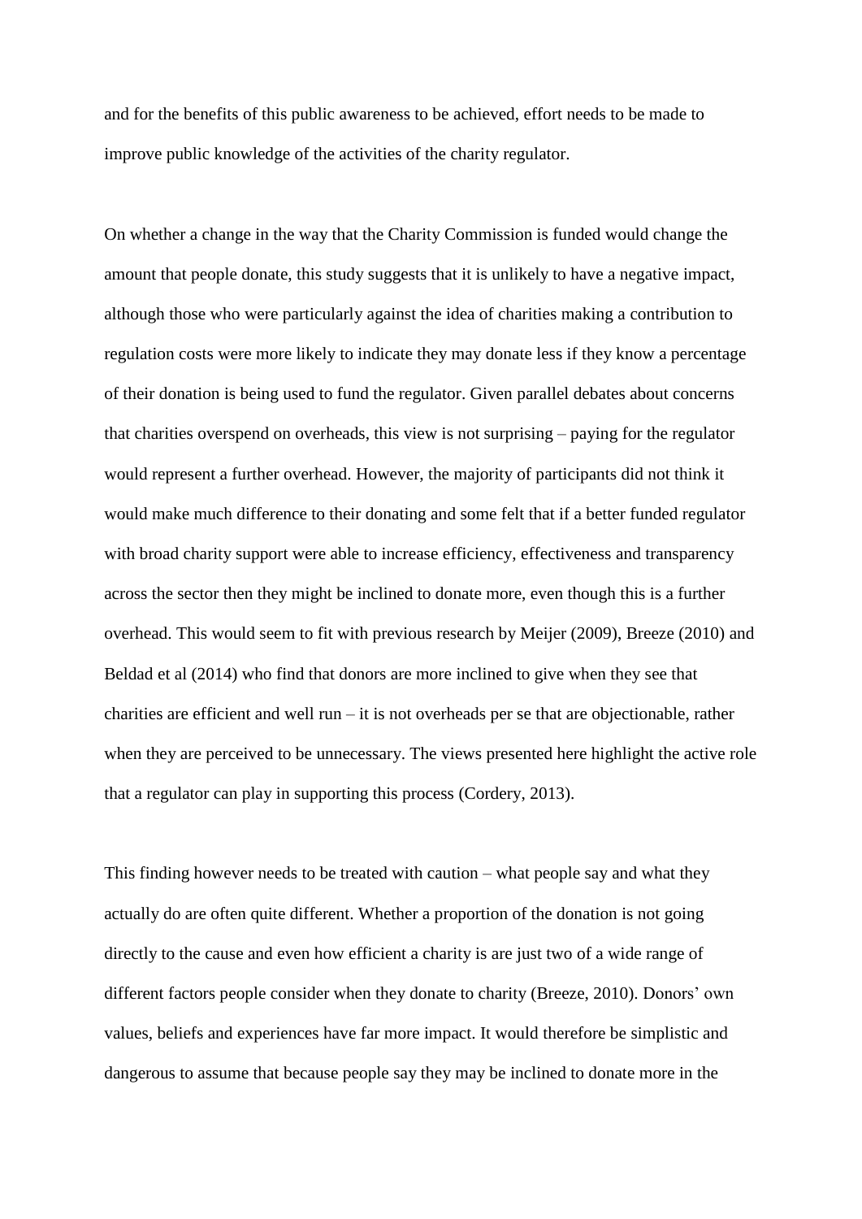and for the benefits of this public awareness to be achieved, effort needs to be made to improve public knowledge of the activities of the charity regulator.

On whether a change in the way that the Charity Commission is funded would change the amount that people donate, this study suggests that it is unlikely to have a negative impact, although those who were particularly against the idea of charities making a contribution to regulation costs were more likely to indicate they may donate less if they know a percentage of their donation is being used to fund the regulator. Given parallel debates about concerns that charities overspend on overheads, this view is not surprising – paying for the regulator would represent a further overhead. However, the majority of participants did not think it would make much difference to their donating and some felt that if a better funded regulator with broad charity support were able to increase efficiency, effectiveness and transparency across the sector then they might be inclined to donate more, even though this is a further overhead. This would seem to fit with previous research by Meijer (2009), Breeze (2010) and Beldad et al (2014) who find that donors are more inclined to give when they see that charities are efficient and well run – it is not overheads per se that are objectionable, rather when they are perceived to be unnecessary. The views presented here highlight the active role that a regulator can play in supporting this process (Cordery, 2013).

This finding however needs to be treated with caution – what people say and what they actually do are often quite different. Whether a proportion of the donation is not going directly to the cause and even how efficient a charity is are just two of a wide range of different factors people consider when they donate to charity (Breeze, 2010). Donors' own values, beliefs and experiences have far more impact. It would therefore be simplistic and dangerous to assume that because people say they may be inclined to donate more in the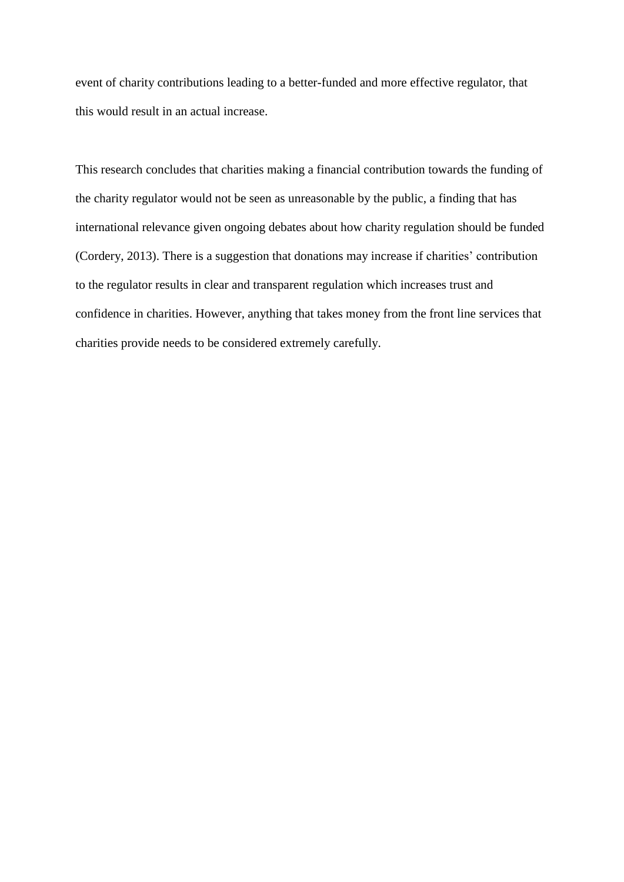event of charity contributions leading to a better-funded and more effective regulator, that this would result in an actual increase.

This research concludes that charities making a financial contribution towards the funding of the charity regulator would not be seen as unreasonable by the public, a finding that has international relevance given ongoing debates about how charity regulation should be funded (Cordery, 2013). There is a suggestion that donations may increase if charities' contribution to the regulator results in clear and transparent regulation which increases trust and confidence in charities. However, anything that takes money from the front line services that charities provide needs to be considered extremely carefully.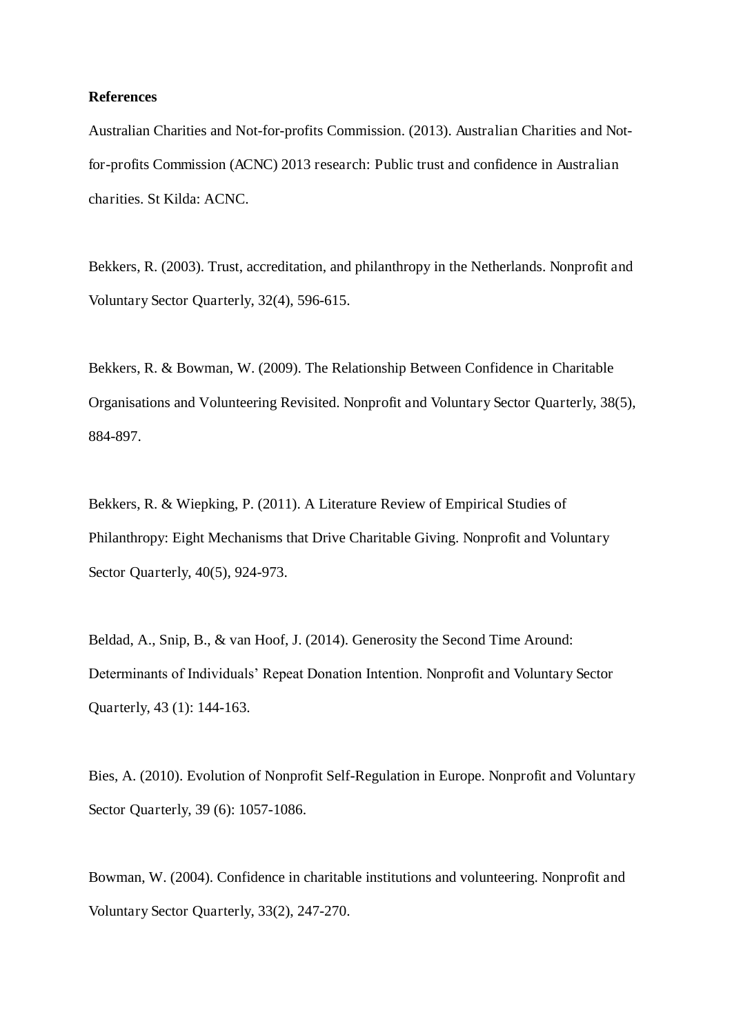**References**

Australian Charities and Not-for-profits Commission. (2013). Australian Charities and Not-for-profits Commission (ACNC) 2013 research: Public trust and confidence in Australian charities. St Kilda: ACNC.

Bekkers, R. (2003). Trust, accreditation, and philanthropy in the Netherlands. Nonprofit and Voluntary Sector Quarterly, 32(4), 596-615.

Bekkers, R. & Bowman, W. (2009). The Relationship Between Confidence in Charitable Organisations and Volunteering Revisited. Nonprofit and Voluntary Sector Quarterly, 38(5), 884-897.

Bekkers, R. & Wiepking, P. (2011). A Literature Review of Empirical Studies of Philanthropy: Eight Mechanisms that Drive Charitable Giving. Nonprofit and Voluntary Sector Quarterly, 40(5), 924-973.

Beldad, A., Snip, B., & van Hoof, J. (2014). Generosity the Second Time Around: Determinants of Individuals' Repeat Donation Intention. Nonprofit and Voluntary Sector Quarterly, 43 (1): 144-163.

Bies, A. (2010). Evolution of Nonprofit Self-Regulation in Europe. Nonprofit and Voluntary Sector Quarterly, 39 (6): 1057-1086.

Bowman, W. (2004). Confidence in charitable institutions and volunteering. Nonprofit and Voluntary Sector Quarterly, 33(2), 247-270.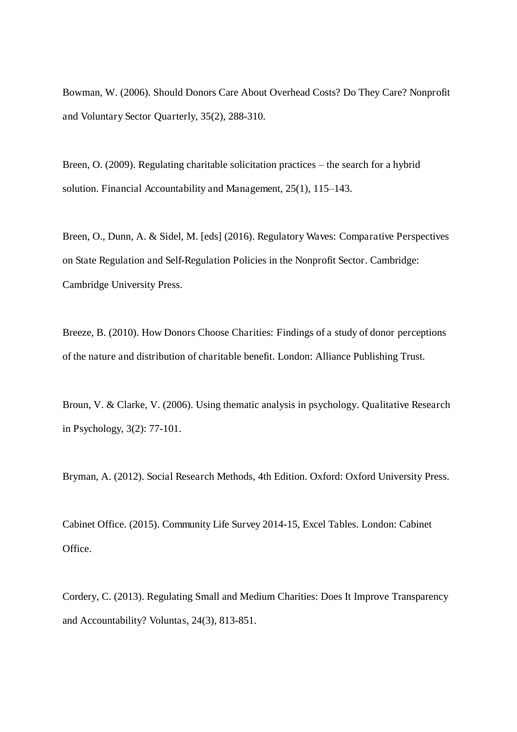Bowman, W. (2006). Should Donors Care About Overhead Costs? Do They Care? Nonprofit and Voluntary Sector Quarterly, 35(2), 288-310.

Breen, O. (2009). Regulating charitable solicitation practices – the search for a hybrid solution. Financial Accountability and Management, 25(1), 115–143.

Breen, O., Dunn, A. & Sidel, M. [eds] (2016). Regulatory Waves: Comparative Perspectives on State Regulation and Self-Regulation Policies in the Nonprofit Sector. Cambridge: Cambridge University Press.

Breeze, B. (2010). How Donors Choose Charities: Findings of a study of donor perceptions of the nature and distribution of charitable benefit. London: Alliance Publishing Trust.

Broun, V. & Clarke, V. (2006). Using thematic analysis in psychology. Qualitative Research in Psychology, 3(2): 77-101.

Bryman, A. (2012). Social Research Methods, 4th Edition. Oxford: Oxford University Press.

Cabinet Office. (2015). Community Life Survey 2014-15, Excel Tables. London: Cabinet Office.

Cordery, C. (2013). Regulating Small and Medium Charities: Does It Improve Transparency and Accountability? Voluntas, 24(3), 813-851.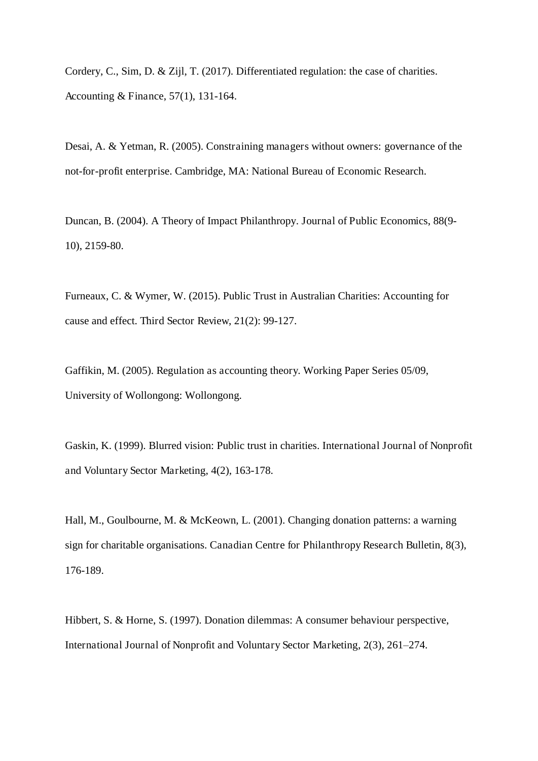Cordery, C., Sim, D. & Zijl, T. (2017). Differentiated regulation: the case of charities. Accounting & Finance, 57(1), 131-164.

Desai, A. & Yetman, R. (2005). Constraining managers without owners: governance of the not-for-profit enterprise. Cambridge, MA: National Bureau of Economic Research.

Duncan, B. (2004). A Theory of Impact Philanthropy. Journal of Public Economics, 88(9-10), 2159-80.

Furneaux, C. & Wymer, W. (2015). Public Trust in Australian Charities: Accounting for cause and effect. Third Sector Review, 21(2): 99-127.

Gaffikin, M. (2005). Regulation as accounting theory. Working Paper Series 05/09, University of Wollongong: Wollongong.

Gaskin, K. (1999). Blurred vision: Public trust in charities. International Journal of Nonprofit and Voluntary Sector Marketing, 4(2), 163-178.

Hall, M., Goulbourne, M. & McKeown, L. (2001). Changing donation patterns: a warning sign for charitable organisations. Canadian Centre for Philanthropy Research Bulletin, 8(3), 176-189.

Hibbert, S. & Horne, S. (1997). Donation dilemmas: A consumer behaviour perspective, International Journal of Nonprofit and Voluntary Sector Marketing, 2(3), 261–274.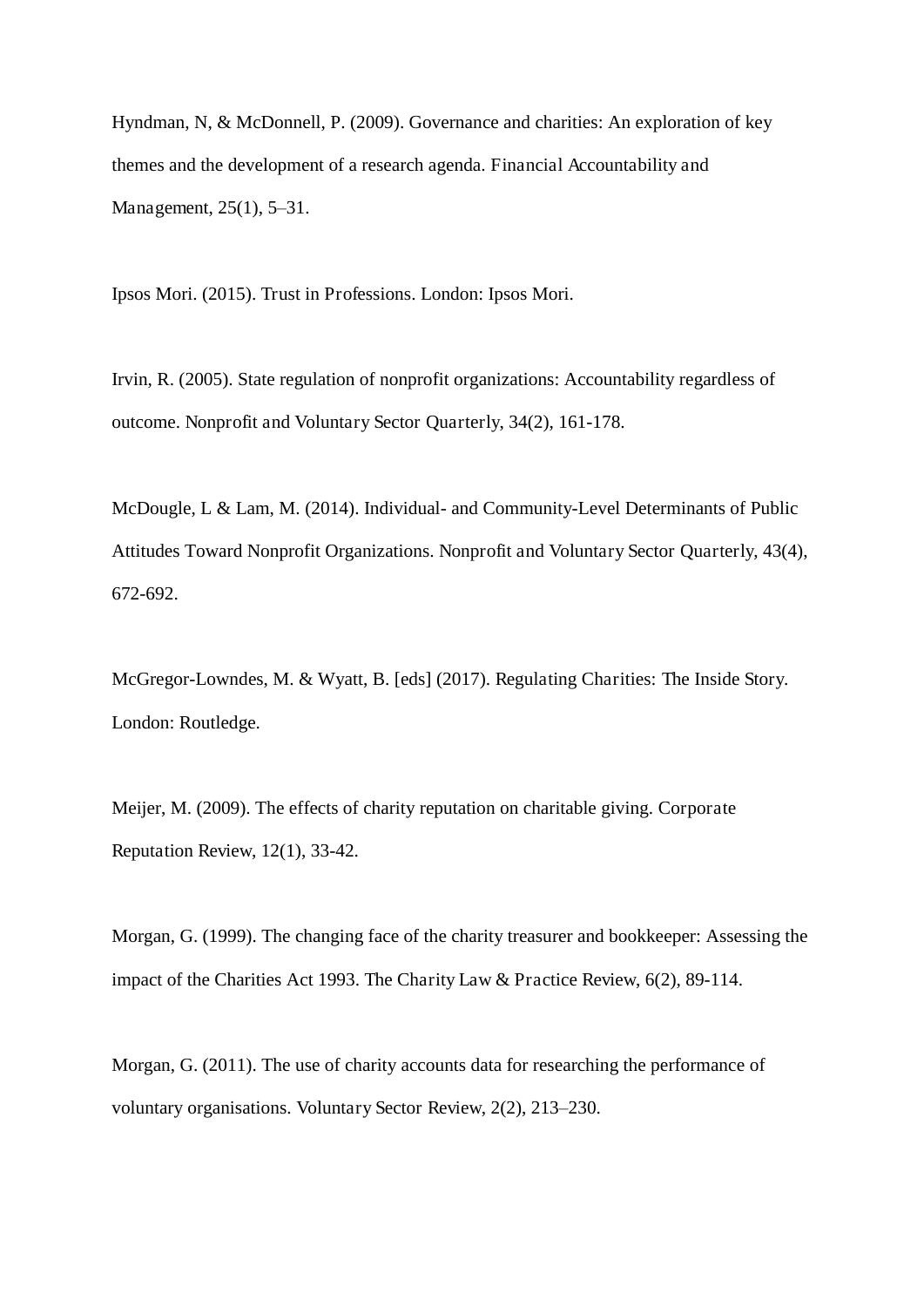Hyndman, N, & McDonnell, P. (2009). Governance and charities: An exploration of key themes and the development of a research agenda. Financial Accountability and Management, 25(1), 5–31.

Ipsos Mori. (2015). Trust in Professions. London: Ipsos Mori.

Irvin, R. (2005). State regulation of nonprofit organizations: Accountability regardless of outcome. Nonprofit and Voluntary Sector Quarterly, 34(2), 161-178.

McDougle, L & Lam, M. (2014). Individual- and Community-Level Determinants of Public Attitudes Toward Nonprofit Organizations. Nonprofit and Voluntary Sector Quarterly, 43(4), 672-692.

McGregor-Lowndes, M. & Wyatt, B. [eds] (2017). Regulating Charities: The Inside Story. London: Routledge.

Meijer, M. (2009). The effects of charity reputation on charitable giving. Corporate Reputation Review, 12(1), 33-42.

Morgan, G. (1999). The changing face of the charity treasurer and bookkeeper: Assessing the impact of the Charities Act 1993. The Charity Law & Practice Review, 6(2), 89-114.

Morgan, G. (2011). The use of charity accounts data for researching the performance of voluntary organisations. Voluntary Sector Review, 2(2), 213–230.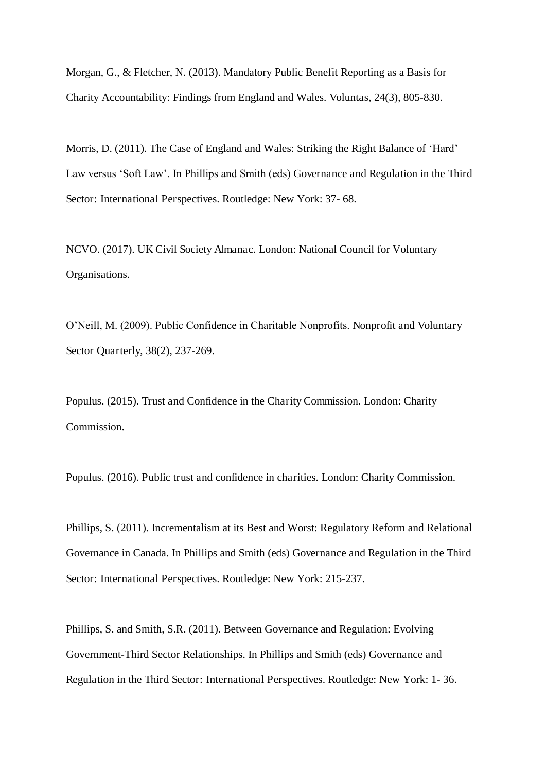Morgan, G., & Fletcher, N. (2013). Mandatory Public Benefit Reporting as a Basis for Charity Accountability: Findings from England and Wales. Voluntas, 24(3), 805-830.

Morris, D. (2011). The Case of England and Wales: Striking the Right Balance of 'Hard' Law versus 'Soft Law'. In Phillips and Smith (eds) Governance and Regulation in the Third Sector: International Perspectives. Routledge: New York: 37- 68.

NCVO. (2017). UK Civil Society Almanac. London: National Council for Voluntary Organisations.

O'Neill, M. (2009). Public Confidence in Charitable Nonprofits. Nonprofit and Voluntary Sector Quarterly, 38(2), 237-269.

Populus. (2015). Trust and Confidence in the Charity Commission. London: Charity Commission.

Populus. (2016). Public trust and confidence in charities. London: Charity Commission.

Phillips, S. (2011). Incrementalism at its Best and Worst: Regulatory Reform and Relational Governance in Canada. In Phillips and Smith (eds) Governance and Regulation in the Third Sector: International Perspectives. Routledge: New York: 215-237.

Phillips, S. and Smith, S.R. (2011). Between Governance and Regulation: Evolving Government-Third Sector Relationships. In Phillips and Smith (eds) Governance and Regulation in the Third Sector: International Perspectives. Routledge: New York: 1- 36.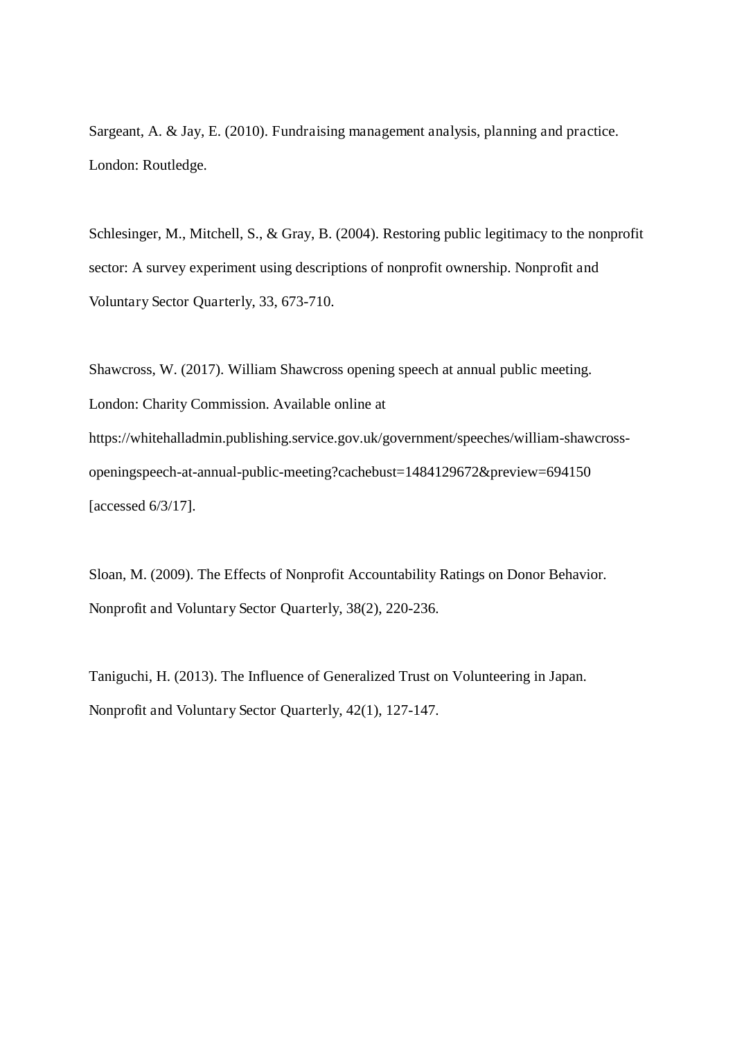Sargeant, A. & Jay, E. (2010). Fundraising management analysis, planning and practice. London: Routledge.

Schlesinger, M., Mitchell, S., & Gray, B. (2004). Restoring public legitimacy to the nonprofit sector: A survey experiment using descriptions of nonprofit ownership. Nonprofit and Voluntary Sector Quarterly, 33, 673-710.

Shawcross, W. (2017). William Shawcross opening speech at annual public meeting. London: Charity Commission. Available online at https://whitehalladmin.publishing.service.gov.uk/government/speeches/william-shawcross-openingspeech-at-annual-public-meeting?cachebust=1484129672&preview=694150 [accessed 6/3/17].

Sloan, M. (2009). The Effects of Nonprofit Accountability Ratings on Donor Behavior. Nonprofit and Voluntary Sector Quarterly, 38(2), 220-236.

Taniguchi, H. (2013). The Influence of Generalized Trust on Volunteering in Japan. Nonprofit and Voluntary Sector Quarterly, 42(1), 127-147.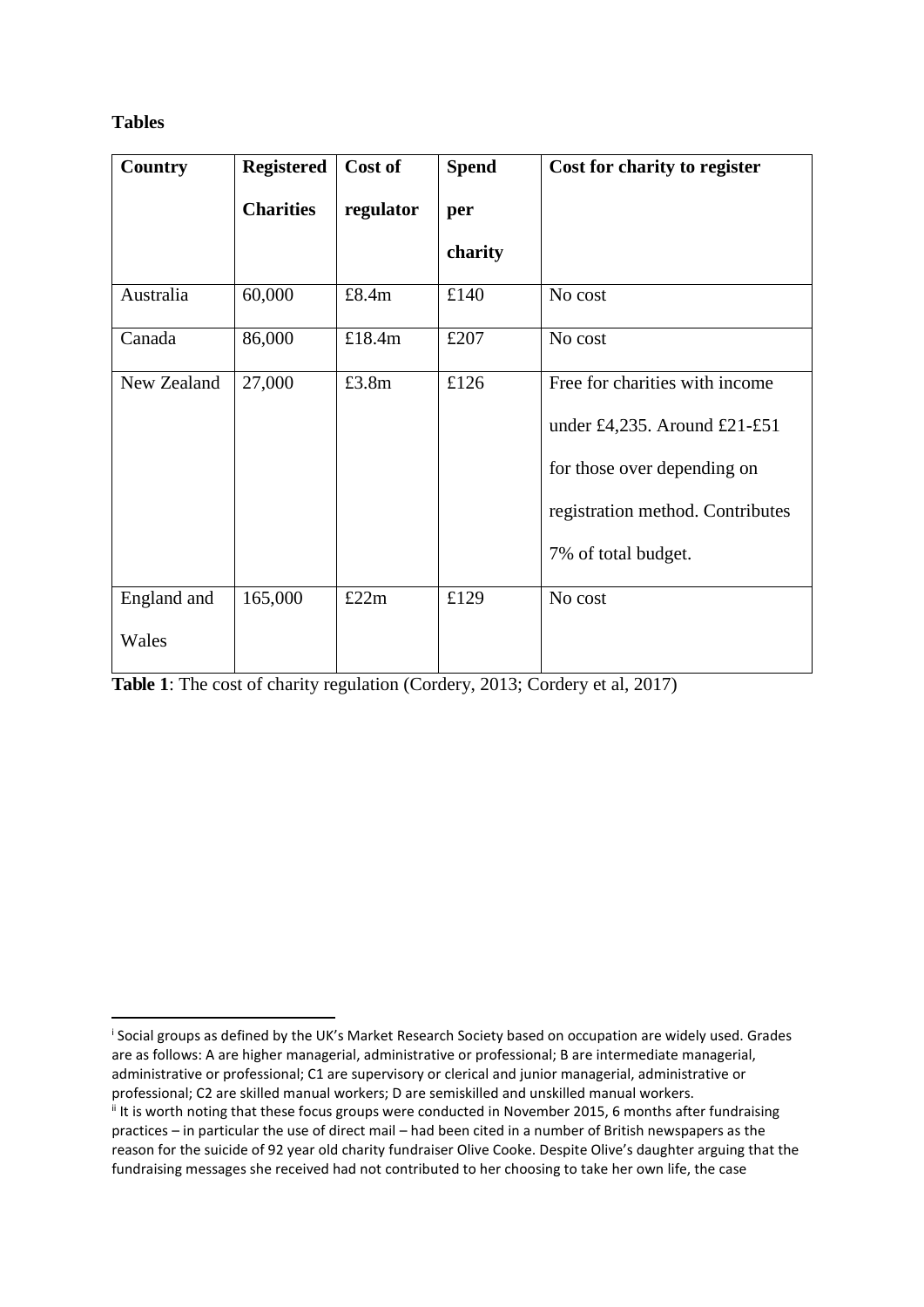**Tables**

| Country | Registered Charities | Cost of regulator | Spend per charity | Cost for charity to register |
|---|---|---|---|---|
| Australia | 60,000 | £8.4m | £140 | No cost |
| Canada | 86,000 | £18.4m | £207 | No cost |
| New Zealand | 27,000 | £3.8m | £126 | Free for charities with income under £4,235. Around £21-£51 for those over depending on registration method. Contributes 7% of total budget. |
| England and Wales | 165,000 | £22m | £129 | No cost |

**Table 1**: The cost of charity regulation (Cordery, 2013; Cordery et al, 2017)

---

[i] Social groups as defined by the UK's Market Research Society based on occupation are widely used. Grades are as follows: A are higher managerial, administrative or professional; B are intermediate managerial, administrative or professional; C1 are supervisory or clerical and junior managerial, administrative or professional; C2 are skilled manual workers; D are semiskilled and unskilled manual workers.

[ii] It is worth noting that these focus groups were conducted in November 2015, 6 months after fundraising practices – in particular the use of direct mail – had been cited in a number of British newspapers as the reason for the suicide of 92 year old charity fundraiser Olive Cooke. Despite Olive's daughter arguing that the fundraising messages she received had not contributed to her choosing to take her own life, the case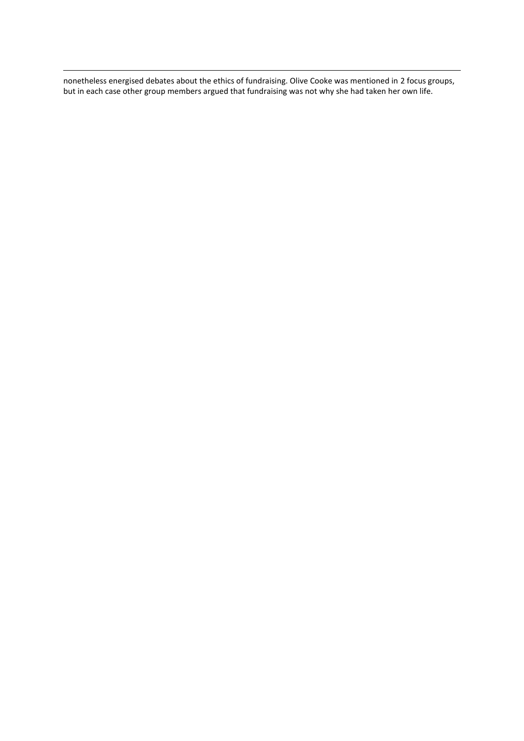nonetheless energised debates about the ethics of fundraising. Olive Cooke was mentioned in 2 focus groups, but in each case other group members argued that fundraising was not why she had taken her own life.